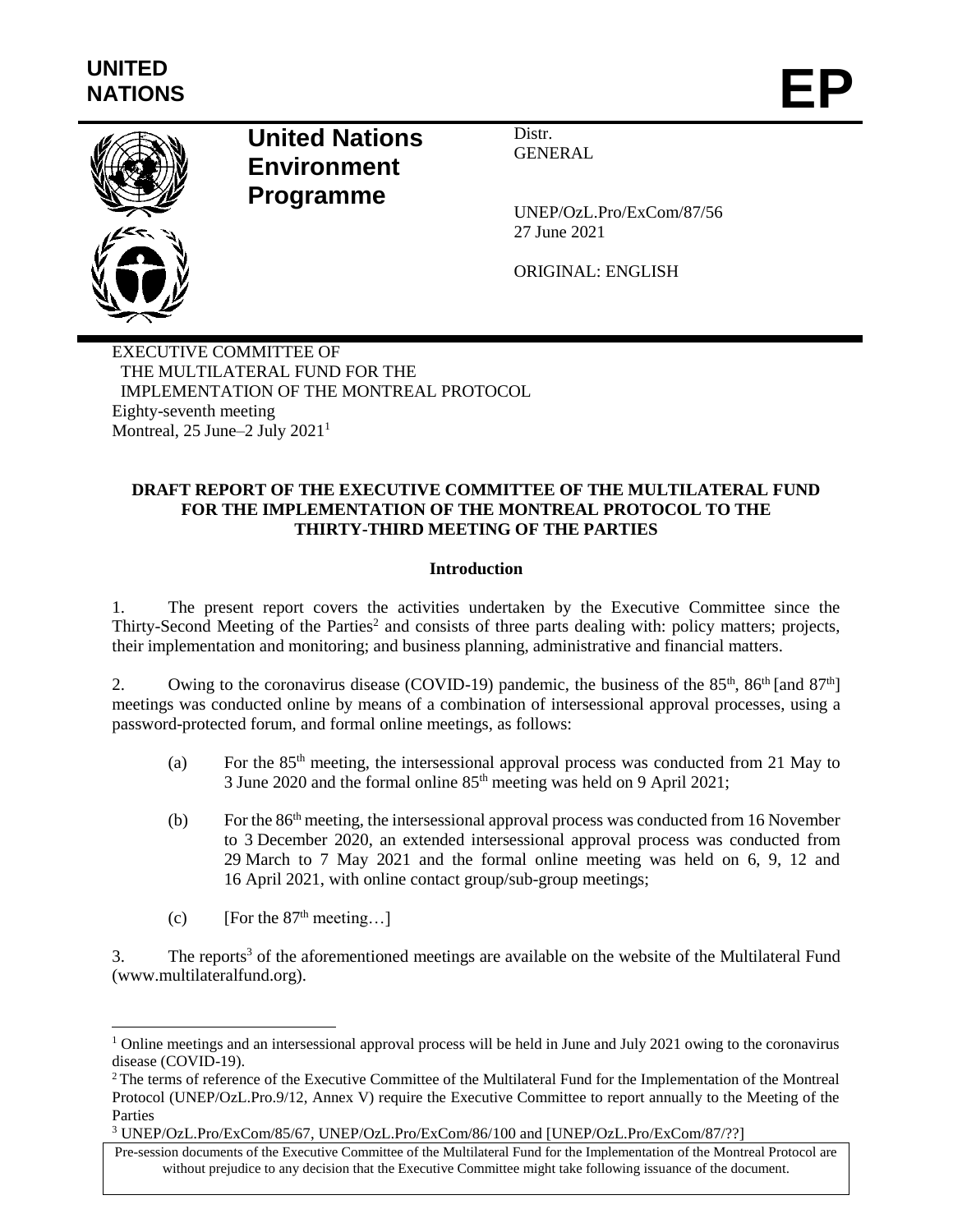UNITED NATIONS

**EP**

# United Nations Environment Programme

Distr.
GENERAL

UNEP/OzL.Pro/ExCom/87/56
27 June 2021

ORIGINAL: ENGLISH

EXECUTIVE COMMITTEE OF
THE MULTILATERAL FUND FOR THE
IMPLEMENTATION OF THE MONTREAL PROTOCOL
Eighty-seventh meeting
Montreal, 25 June–2 July 2021[1]

**DRAFT REPORT OF THE EXECUTIVE COMMITTEE OF THE MULTILATERAL FUND FOR THE IMPLEMENTATION OF THE MONTREAL PROTOCOL TO THE THIRTY-THIRD MEETING OF THE PARTIES**

**Introduction**

1. The present report covers the activities undertaken by the Executive Committee since the Thirty-Second Meeting of the Parties[2] and consists of three parts dealing with: policy matters; projects, their implementation and monitoring; and business planning, administrative and financial matters.

2. Owing to the coronavirus disease (COVID-19) pandemic, the business of the 85th, 86th [and 87th] meetings was conducted online by means of a combination of intersessional approval processes, using a password-protected forum, and formal online meetings, as follows:

   (a) For the 85th meeting, the intersessional approval process was conducted from 21 May to 3 June 2020 and the formal online 85th meeting was held on 9 April 2021;

   (b) For the 86th meeting, the intersessional approval process was conducted from 16 November to 3 December 2020, an extended intersessional approval process was conducted from 29 March to 7 May 2021 and the formal online meeting was held on 6, 9, 12 and 16 April 2021, with online contact group/sub-group meetings;

   (c) [For the 87th meeting…]

3. The reports[3] of the aforementioned meetings are available on the website of the Multilateral Fund (www.multilateralfund.org).

---

[1] Online meetings and an intersessional approval process will be held in June and July 2021 owing to the coronavirus disease (COVID-19).

[2] The terms of reference of the Executive Committee of the Multilateral Fund for the Implementation of the Montreal Protocol (UNEP/OzL.Pro.9/12, Annex V) require the Executive Committee to report annually to the Meeting of the Parties

[3] UNEP/OzL.Pro/ExCom/85/67, UNEP/OzL.Pro/ExCom/86/100 and [UNEP/OzL.Pro/ExCom/87/??]

Pre-session documents of the Executive Committee of the Multilateral Fund for the Implementation of the Montreal Protocol are without prejudice to any decision that the Executive Committee might take following issuance of the document.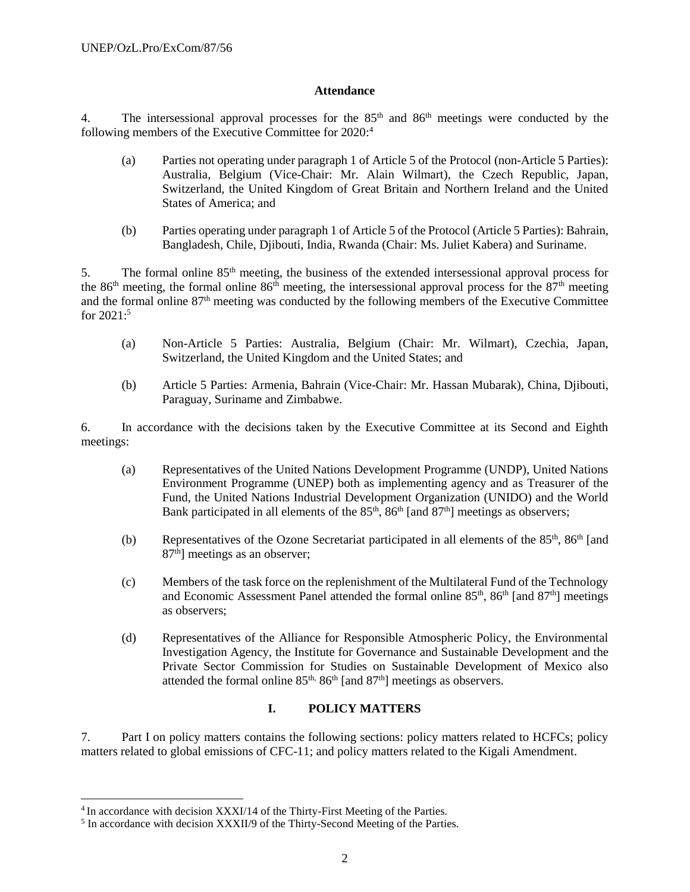### Attendance

4. The intersessional approval processes for the 85th and 86th meetings were conducted by the following members of the Executive Committee for 2020:[4]

(a) Parties not operating under paragraph 1 of Article 5 of the Protocol (non-Article 5 Parties): Australia, Belgium (Vice-Chair: Mr. Alain Wilmart), the Czech Republic, Japan, Switzerland, the United Kingdom of Great Britain and Northern Ireland and the United States of America; and

(b) Parties operating under paragraph 1 of Article 5 of the Protocol (Article 5 Parties): Bahrain, Bangladesh, Chile, Djibouti, India, Rwanda (Chair: Ms. Juliet Kabera) and Suriname.

5. The formal online 85th meeting, the business of the extended intersessional approval process for the 86th meeting, the formal online 86th meeting, the intersessional approval process for the 87th meeting and the formal online 87th meeting was conducted by the following members of the Executive Committee for 2021:[5]

(a) Non-Article 5 Parties: Australia, Belgium (Chair: Mr. Wilmart), Czechia, Japan, Switzerland, the United Kingdom and the United States; and

(b) Article 5 Parties: Armenia, Bahrain (Vice-Chair: Mr. Hassan Mubarak), China, Djibouti, Paraguay, Suriname and Zimbabwe.

6. In accordance with the decisions taken by the Executive Committee at its Second and Eighth meetings:

(a) Representatives of the United Nations Development Programme (UNDP), United Nations Environment Programme (UNEP) both as implementing agency and as Treasurer of the Fund, the United Nations Industrial Development Organization (UNIDO) and the World Bank participated in all elements of the 85th, 86th [and 87th] meetings as observers;

(b) Representatives of the Ozone Secretariat participated in all elements of the 85th, 86th [and 87th] meetings as an observer;

(c) Members of the task force on the replenishment of the Multilateral Fund of the Technology and Economic Assessment Panel attended the formal online 85th, 86th [and 87th] meetings as observers;

(d) Representatives of the Alliance for Responsible Atmospheric Policy, the Environmental Investigation Agency, the Institute for Governance and Sustainable Development and the Private Sector Commission for Studies on Sustainable Development of Mexico also attended the formal online 85th, 86th [and 87th] meetings as observers.

## I. POLICY MATTERS

7. Part I on policy matters contains the following sections: policy matters related to HCFCs; policy matters related to global emissions of CFC-11; and policy matters related to the Kigali Amendment.

---

[4] In accordance with decision XXXI/14 of the Thirty-First Meeting of the Parties.

[5] In accordance with decision XXXII/9 of the Thirty-Second Meeting of the Parties.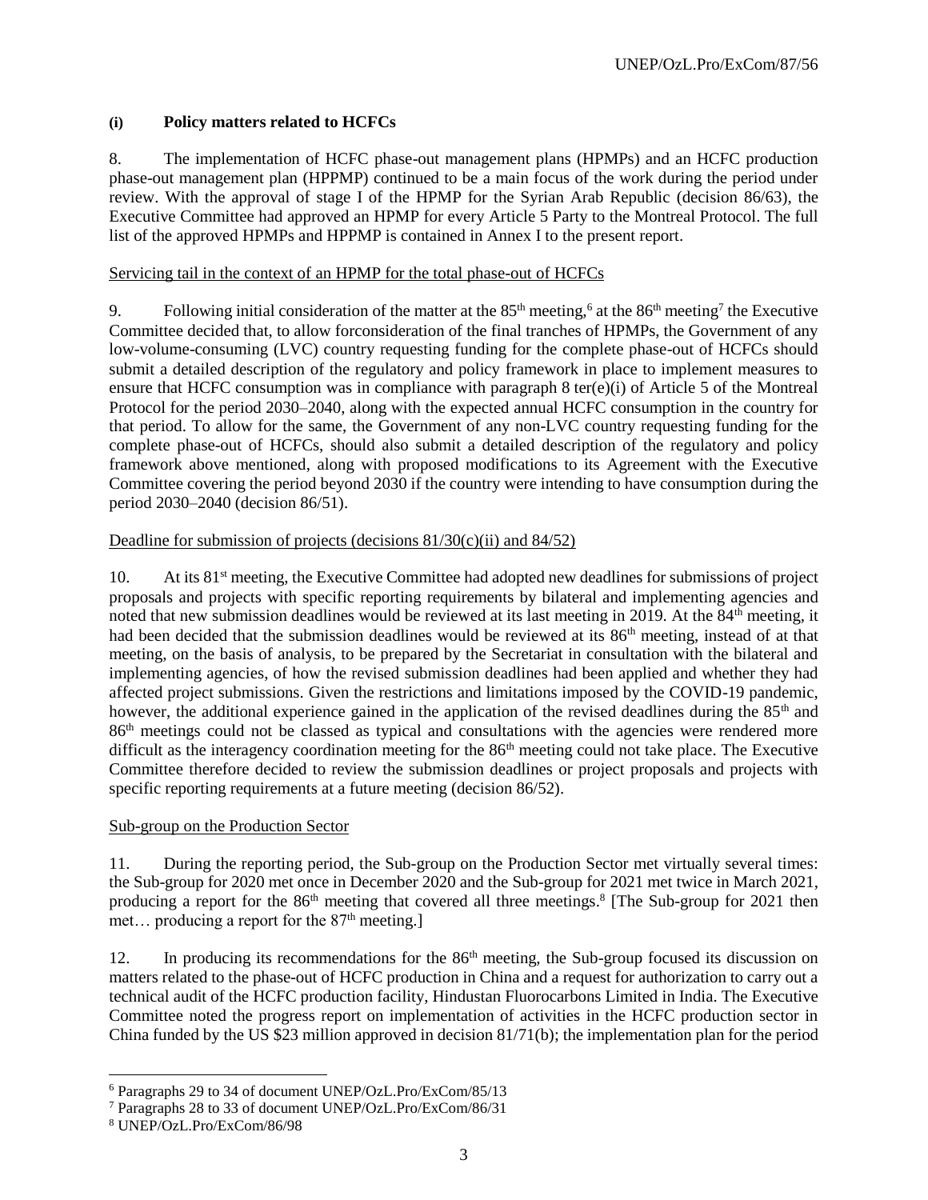### (i) Policy matters related to HCFCs

8. The implementation of HCFC phase-out management plans (HPMPs) and an HCFC production phase-out management plan (HPPMP) continued to be a main focus of the work during the period under review. With the approval of stage I of the HPMP for the Syrian Arab Republic (decision 86/63), the Executive Committee had approved an HPMP for every Article 5 Party to the Montreal Protocol. The full list of the approved HPMPs and HPPMP is contained in Annex I to the present report.

Servicing tail in the context of an HPMP for the total phase-out of HCFCs

9. Following initial consideration of the matter at the 85th meeting,[6] at the 86th meeting[7] the Executive Committee decided that, to allow forconsideration of the final tranches of HPMPs, the Government of any low-volume-consuming (LVC) country requesting funding for the complete phase-out of HCFCs should submit a detailed description of the regulatory and policy framework in place to implement measures to ensure that HCFC consumption was in compliance with paragraph 8 ter(e)(i) of Article 5 of the Montreal Protocol for the period 2030–2040, along with the expected annual HCFC consumption in the country for that period. To allow for the same, the Government of any non-LVC country requesting funding for the complete phase-out of HCFCs, should also submit a detailed description of the regulatory and policy framework above mentioned, along with proposed modifications to its Agreement with the Executive Committee covering the period beyond 2030 if the country were intending to have consumption during the period 2030–2040 (decision 86/51).

Deadline for submission of projects (decisions 81/30(c)(ii) and 84/52)

10. At its 81st meeting, the Executive Committee had adopted new deadlines for submissions of project proposals and projects with specific reporting requirements by bilateral and implementing agencies and noted that new submission deadlines would be reviewed at its last meeting in 2019. At the 84th meeting, it had been decided that the submission deadlines would be reviewed at its 86th meeting, instead of at that meeting, on the basis of analysis, to be prepared by the Secretariat in consultation with the bilateral and implementing agencies, of how the revised submission deadlines had been applied and whether they had affected project submissions. Given the restrictions and limitations imposed by the COVID-19 pandemic, however, the additional experience gained in the application of the revised deadlines during the 85th and 86th meetings could not be classed as typical and consultations with the agencies were rendered more difficult as the interagency coordination meeting for the 86th meeting could not take place. The Executive Committee therefore decided to review the submission deadlines or project proposals and projects with specific reporting requirements at a future meeting (decision 86/52).

Sub-group on the Production Sector

11. During the reporting period, the Sub-group on the Production Sector met virtually several times: the Sub-group for 2020 met once in December 2020 and the Sub-group for 2021 met twice in March 2021, producing a report for the 86th meeting that covered all three meetings.[8] [The Sub-group for 2021 then met… producing a report for the 87th meeting.]

12. In producing its recommendations for the 86th meeting, the Sub-group focused its discussion on matters related to the phase-out of HCFC production in China and a request for authorization to carry out a technical audit of the HCFC production facility, Hindustan Fluorocarbons Limited in India. The Executive Committee noted the progress report on implementation of activities in the HCFC production sector in China funded by the US $23 million approved in decision 81/71(b); the implementation plan for the period

---

[6] Paragraphs 29 to 34 of document UNEP/OzL.Pro/ExCom/85/13

[7] Paragraphs 28 to 33 of document UNEP/OzL.Pro/ExCom/86/31

[8] UNEP/OzL.Pro/ExCom/86/98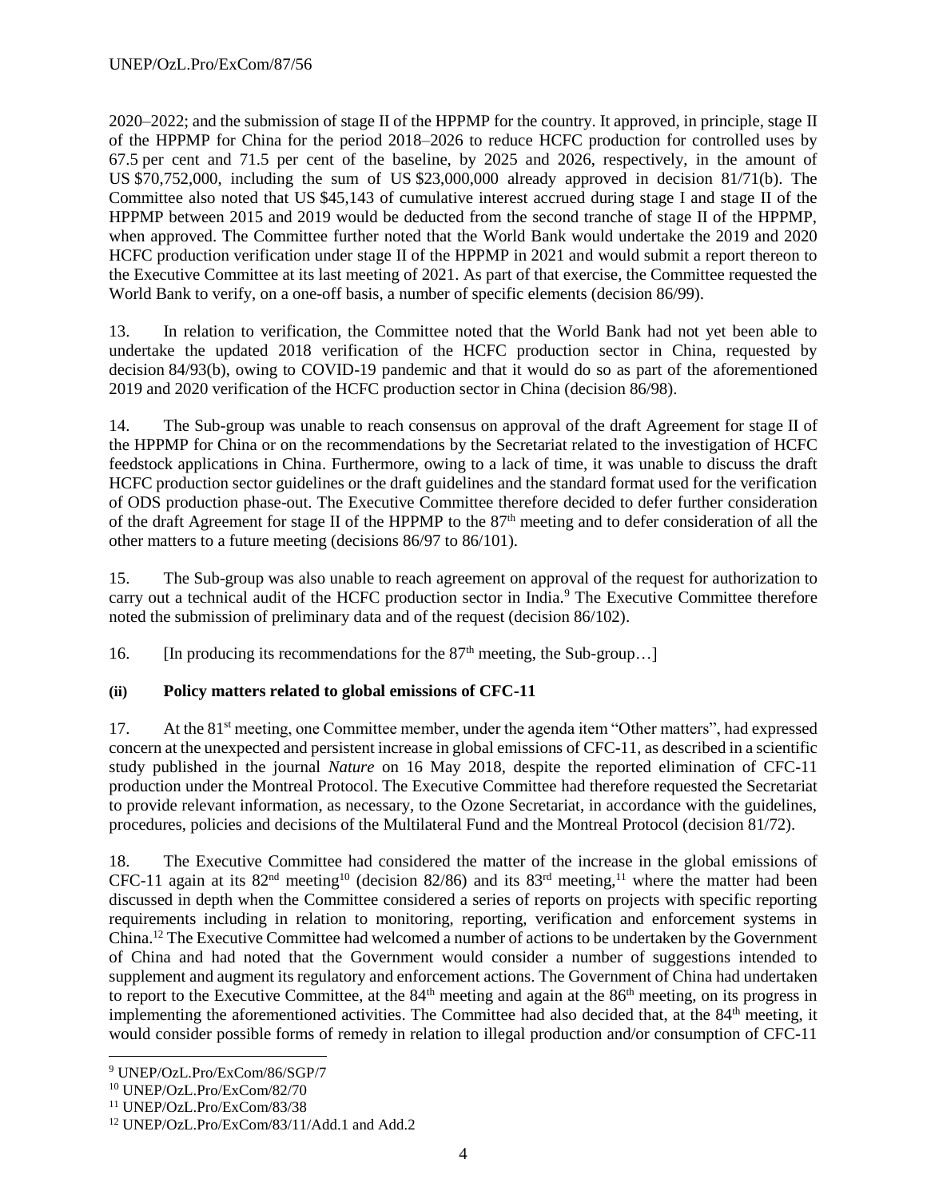2020–2022; and the submission of stage II of the HPPMP for the country. It approved, in principle, stage II of the HPPMP for China for the period 2018–2026 to reduce HCFC production for controlled uses by 67.5 per cent and 71.5 per cent of the baseline, by 2025 and 2026, respectively, in the amount of US $70,752,000, including the sum of US $23,000,000 already approved in decision 81/71(b). The Committee also noted that US $45,143 of cumulative interest accrued during stage I and stage II of the HPPMP between 2015 and 2019 would be deducted from the second tranche of stage II of the HPPMP, when approved. The Committee further noted that the World Bank would undertake the 2019 and 2020 HCFC production verification under stage II of the HPPMP in 2021 and would submit a report thereon to the Executive Committee at its last meeting of 2021. As part of that exercise, the Committee requested the World Bank to verify, on a one-off basis, a number of specific elements (decision 86/99).

13. In relation to verification, the Committee noted that the World Bank had not yet been able to undertake the updated 2018 verification of the HCFC production sector in China, requested by decision 84/93(b), owing to COVID-19 pandemic and that it would do so as part of the aforementioned 2019 and 2020 verification of the HCFC production sector in China (decision 86/98).

14. The Sub-group was unable to reach consensus on approval of the draft Agreement for stage II of the HPPMP for China or on the recommendations by the Secretariat related to the investigation of HCFC feedstock applications in China. Furthermore, owing to a lack of time, it was unable to discuss the draft HCFC production sector guidelines or the draft guidelines and the standard format used for the verification of ODS production phase-out. The Executive Committee therefore decided to defer further consideration of the draft Agreement for stage II of the HPPMP to the 87th meeting and to defer consideration of all the other matters to a future meeting (decisions 86/97 to 86/101).

15. The Sub-group was also unable to reach agreement on approval of the request for authorization to carry out a technical audit of the HCFC production sector in India.[9] The Executive Committee therefore noted the submission of preliminary data and of the request (decision 86/102).

16. [In producing its recommendations for the 87th meeting, the Sub-group…]

**(ii) Policy matters related to global emissions of CFC-11**

17. At the 81st meeting, one Committee member, under the agenda item "Other matters", had expressed concern at the unexpected and persistent increase in global emissions of CFC-11, as described in a scientific study published in the journal *Nature* on 16 May 2018, despite the reported elimination of CFC-11 production under the Montreal Protocol. The Executive Committee had therefore requested the Secretariat to provide relevant information, as necessary, to the Ozone Secretariat, in accordance with the guidelines, procedures, policies and decisions of the Multilateral Fund and the Montreal Protocol (decision 81/72).

18. The Executive Committee had considered the matter of the increase in the global emissions of CFC-11 again at its 82nd meeting[10] (decision 82/86) and its 83rd meeting,[11] where the matter had been discussed in depth when the Committee considered a series of reports on projects with specific reporting requirements including in relation to monitoring, reporting, verification and enforcement systems in China.[12] The Executive Committee had welcomed a number of actions to be undertaken by the Government of China and had noted that the Government would consider a number of suggestions intended to supplement and augment its regulatory and enforcement actions. The Government of China had undertaken to report to the Executive Committee, at the 84th meeting and again at the 86th meeting, on its progress in implementing the aforementioned activities. The Committee had also decided that, at the 84th meeting, it would consider possible forms of remedy in relation to illegal production and/or consumption of CFC-11

---

[9] UNEP/OzL.Pro/ExCom/86/SGP/7

[10] UNEP/OzL.Pro/ExCom/82/70

[11] UNEP/OzL.Pro/ExCom/83/38

[12] UNEP/OzL.Pro/ExCom/83/11/Add.1 and Add.2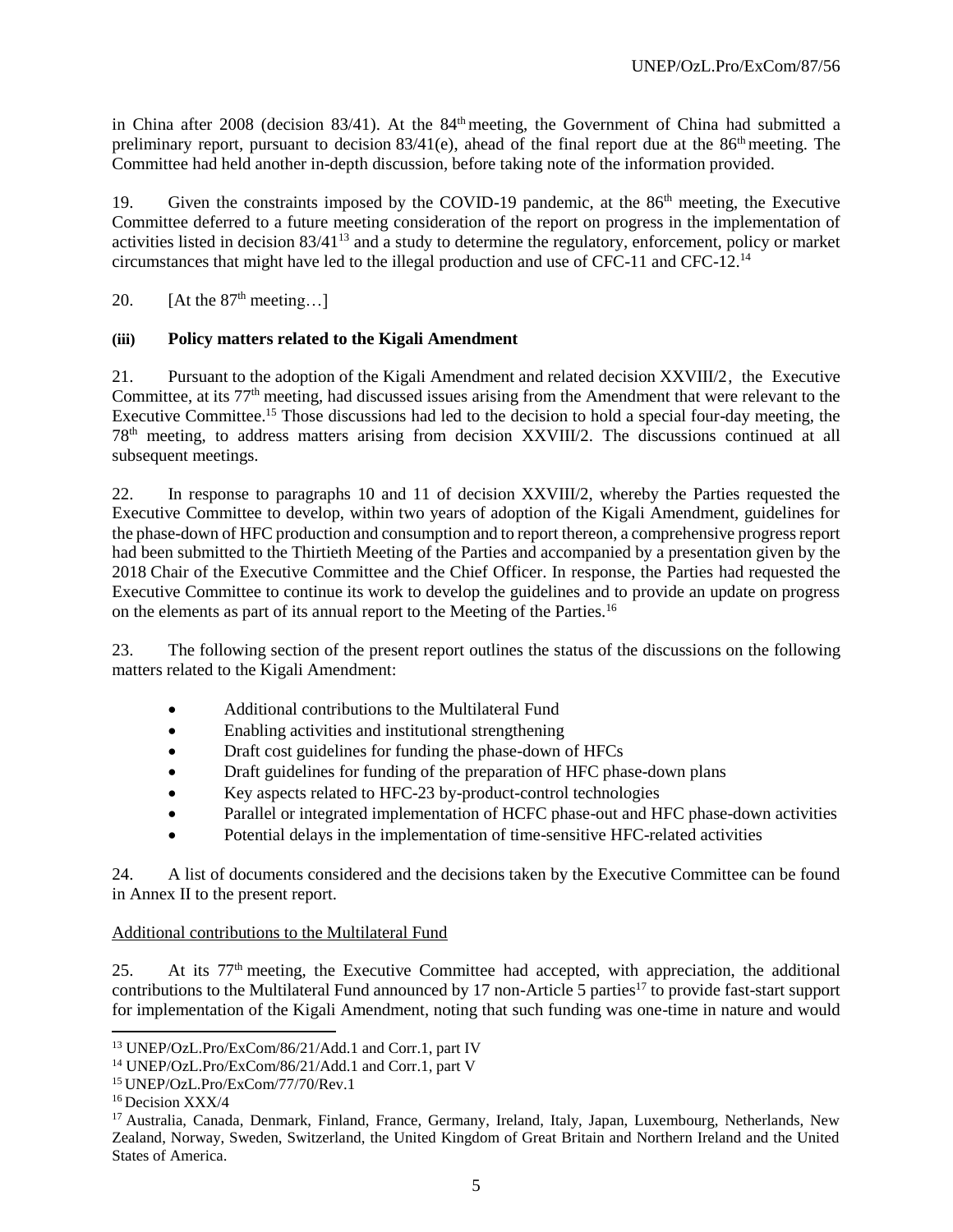in China after 2008 (decision 83/41). At the 84th meeting, the Government of China had submitted a preliminary report, pursuant to decision 83/41(e), ahead of the final report due at the 86th meeting. The Committee had held another in-depth discussion, before taking note of the information provided.

19. Given the constraints imposed by the COVID-19 pandemic, at the 86th meeting, the Executive Committee deferred to a future meeting consideration of the report on progress in the implementation of activities listed in decision 83/41[13] and a study to determine the regulatory, enforcement, policy or market circumstances that might have led to the illegal production and use of CFC-11 and CFC-12.[14]

20. [At the 87th meeting…]

**(iii) Policy matters related to the Kigali Amendment**

21. Pursuant to the adoption of the Kigali Amendment and related decision XXVIII/2, the Executive Committee, at its 77th meeting, had discussed issues arising from the Amendment that were relevant to the Executive Committee.[15] Those discussions had led to the decision to hold a special four-day meeting, the 78th meeting, to address matters arising from decision XXVIII/2. The discussions continued at all subsequent meetings.

22. In response to paragraphs 10 and 11 of decision XXVIII/2, whereby the Parties requested the Executive Committee to develop, within two years of adoption of the Kigali Amendment, guidelines for the phase-down of HFC production and consumption and to report thereon, a comprehensive progress report had been submitted to the Thirtieth Meeting of the Parties and accompanied by a presentation given by the 2018 Chair of the Executive Committee and the Chief Officer. In response, the Parties had requested the Executive Committee to continue its work to develop the guidelines and to provide an update on progress on the elements as part of its annual report to the Meeting of the Parties.[16]

23. The following section of the present report outlines the status of the discussions on the following matters related to the Kigali Amendment:

- Additional contributions to the Multilateral Fund
- Enabling activities and institutional strengthening
- Draft cost guidelines for funding the phase-down of HFCs
- Draft guidelines for funding of the preparation of HFC phase-down plans
- Key aspects related to HFC-23 by-product-control technologies
- Parallel or integrated implementation of HCFC phase-out and HFC phase-down activities
- Potential delays in the implementation of time-sensitive HFC-related activities

24. A list of documents considered and the decisions taken by the Executive Committee can be found in Annex II to the present report.

Additional contributions to the Multilateral Fund

25. At its 77th meeting, the Executive Committee had accepted, with appreciation, the additional contributions to the Multilateral Fund announced by 17 non-Article 5 parties[17] to provide fast-start support for implementation of the Kigali Amendment, noting that such funding was one-time in nature and would

---

[13] UNEP/OzL.Pro/ExCom/86/21/Add.1 and Corr.1, part IV

[14] UNEP/OzL.Pro/ExCom/86/21/Add.1 and Corr.1, part V

[15] UNEP/OzL.Pro/ExCom/77/70/Rev.1

[16] Decision XXX/4

[17] Australia, Canada, Denmark, Finland, France, Germany, Ireland, Italy, Japan, Luxembourg, Netherlands, New Zealand, Norway, Sweden, Switzerland, the United Kingdom of Great Britain and Northern Ireland and the United States of America.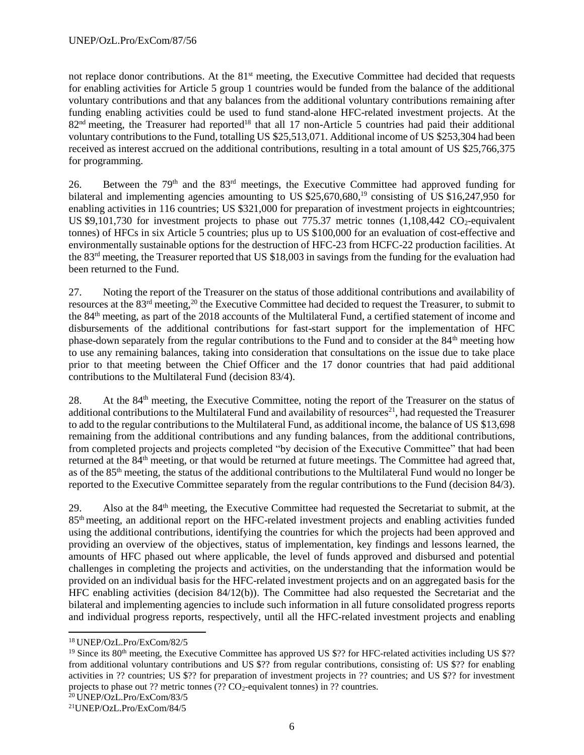not replace donor contributions. At the 81st meeting, the Executive Committee had decided that requests for enabling activities for Article 5 group 1 countries would be funded from the balance of the additional voluntary contributions and that any balances from the additional voluntary contributions remaining after funding enabling activities could be used to fund stand-alone HFC-related investment projects. At the 82nd meeting, the Treasurer had reported[18] that all 17 non-Article 5 countries had paid their additional voluntary contributions to the Fund, totalling US $25,513,071. Additional income of US $253,304 had been received as interest accrued on the additional contributions, resulting in a total amount of US $25,766,375 for programming.

26. Between the 79th and the 83rd meetings, the Executive Committee had approved funding for bilateral and implementing agencies amounting to US $25,670,680,[19] consisting of US $16,247,950 for enabling activities in 116 countries; US $321,000 for preparation of investment projects in eightcountries; US $9,101,730 for investment projects to phase out 775.37 metric tonnes (1,108,442 $CO_2$-equivalent tonnes) of HFCs in six Article 5 countries; plus up to US $100,000 for an evaluation of cost-effective and environmentally sustainable options for the destruction of HFC-23 from HCFC-22 production facilities. At the 83rd meeting, the Treasurer reported that US $18,003 in savings from the funding for the evaluation had been returned to the Fund.

27. Noting the report of the Treasurer on the status of those additional contributions and availability of resources at the 83rd meeting,[20] the Executive Committee had decided to request the Treasurer, to submit to the 84th meeting, as part of the 2018 accounts of the Multilateral Fund, a certified statement of income and disbursements of the additional contributions for fast-start support for the implementation of HFC phase-down separately from the regular contributions to the Fund and to consider at the 84th meeting how to use any remaining balances, taking into consideration that consultations on the issue due to take place prior to that meeting between the Chief Officer and the 17 donor countries that had paid additional contributions to the Multilateral Fund (decision 83/4).

28. At the 84th meeting, the Executive Committee, noting the report of the Treasurer on the status of additional contributions to the Multilateral Fund and availability of resources[21], had requested the Treasurer to add to the regular contributions to the Multilateral Fund, as additional income, the balance of US $13,698 remaining from the additional contributions and any funding balances, from the additional contributions, from completed projects and projects completed "by decision of the Executive Committee" that had been returned at the 84th meeting, or that would be returned at future meetings. The Committee had agreed that, as of the 85th meeting, the status of the additional contributions to the Multilateral Fund would no longer be reported to the Executive Committee separately from the regular contributions to the Fund (decision 84/3).

29. Also at the 84th meeting, the Executive Committee had requested the Secretariat to submit, at the 85th meeting, an additional report on the HFC-related investment projects and enabling activities funded using the additional contributions, identifying the countries for which the projects had been approved and providing an overview of the objectives, status of implementation, key findings and lessons learned, the amounts of HFC phased out where applicable, the level of funds approved and disbursed and potential challenges in completing the projects and activities, on the understanding that the information would be provided on an individual basis for the HFC-related investment projects and on an aggregated basis for the HFC enabling activities (decision 84/12(b)). The Committee had also requested the Secretariat and the bilateral and implementing agencies to include such information in all future consolidated progress reports and individual progress reports, respectively, until all the HFC-related investment projects and enabling

---

[18] UNEP/OzL.Pro/ExCom/82/5

[19] Since its 80th meeting, the Executive Committee has approved US $?? for HFC-related activities including US $?? from additional voluntary contributions and US $?? from regular contributions, consisting of: US $?? for enabling activities in ?? countries; US $?? for preparation of investment projects in ?? countries; and US $?? for investment projects to phase out ?? metric tonnes (?? $CO_2$-equivalent tonnes) in ?? countries.

[20] UNEP/OzL.Pro/ExCom/83/5

[21] UNEP/OzL.Pro/ExCom/84/5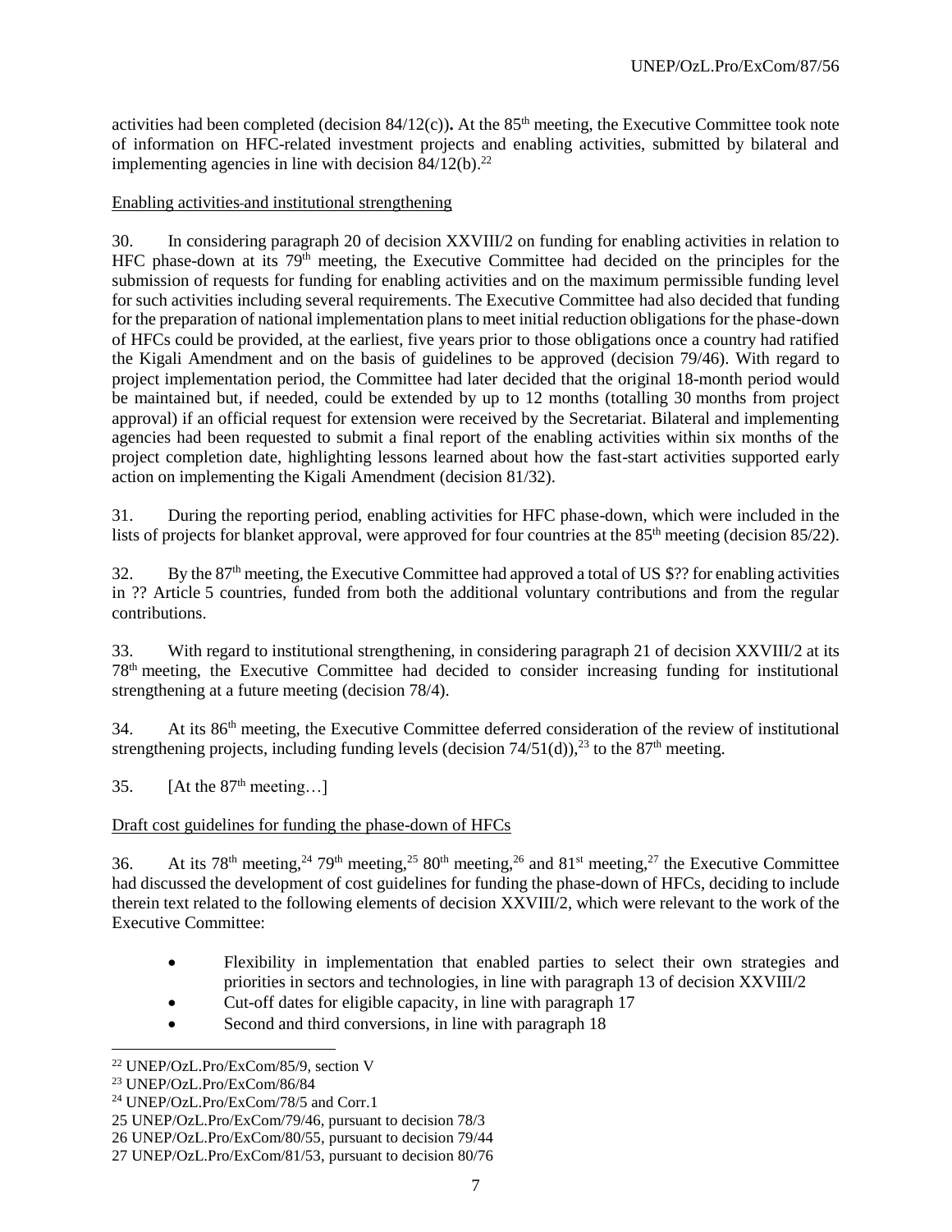activities had been completed (decision 84/12(c)). At the 85th meeting, the Executive Committee took note of information on HFC-related investment projects and enabling activities, submitted by bilateral and implementing agencies in line with decision 84/12(b).[22]

Enabling activities and institutional strengthening

30. In considering paragraph 20 of decision XXVIII/2 on funding for enabling activities in relation to HFC phase-down at its 79th meeting, the Executive Committee had decided on the principles for the submission of requests for funding for enabling activities and on the maximum permissible funding level for such activities including several requirements. The Executive Committee had also decided that funding for the preparation of national implementation plans to meet initial reduction obligations for the phase-down of HFCs could be provided, at the earliest, five years prior to those obligations once a country had ratified the Kigali Amendment and on the basis of guidelines to be approved (decision 79/46). With regard to project implementation period, the Committee had later decided that the original 18-month period would be maintained but, if needed, could be extended by up to 12 months (totalling 30 months from project approval) if an official request for extension were received by the Secretariat. Bilateral and implementing agencies had been requested to submit a final report of the enabling activities within six months of the project completion date, highlighting lessons learned about how the fast-start activities supported early action on implementing the Kigali Amendment (decision 81/32).

31. During the reporting period, enabling activities for HFC phase-down, which were included in the lists of projects for blanket approval, were approved for four countries at the 85th meeting (decision 85/22).

32. By the 87th meeting, the Executive Committee had approved a total of US $?? for enabling activities in ?? Article 5 countries, funded from both the additional voluntary contributions and from the regular contributions.

33. With regard to institutional strengthening, in considering paragraph 21 of decision XXVIII/2 at its 78th meeting, the Executive Committee had decided to consider increasing funding for institutional strengthening at a future meeting (decision 78/4).

34. At its 86th meeting, the Executive Committee deferred consideration of the review of institutional strengthening projects, including funding levels (decision 74/51(d)),[23] to the 87th meeting.

35. [At the 87th meeting…]

Draft cost guidelines for funding the phase-down of HFCs

36. At its 78th meeting,[24] 79th meeting,[25] 80th meeting,[26] and 81st meeting,[27] the Executive Committee had discussed the development of cost guidelines for funding the phase-down of HFCs, deciding to include therein text related to the following elements of decision XXVIII/2, which were relevant to the work of the Executive Committee:

- Flexibility in implementation that enabled parties to select their own strategies and priorities in sectors and technologies, in line with paragraph 13 of decision XXVIII/2
- Cut-off dates for eligible capacity, in line with paragraph 17
- Second and third conversions, in line with paragraph 18

---

[22] UNEP/OzL.Pro/ExCom/85/9, section V

[23] UNEP/OzL.Pro/ExCom/86/84

[24] UNEP/OzL.Pro/ExCom/78/5 and Corr.1

[25] UNEP/OzL.Pro/ExCom/79/46, pursuant to decision 78/3

[26] UNEP/OzL.Pro/ExCom/80/55, pursuant to decision 79/44

[27] UNEP/OzL.Pro/ExCom/81/53, pursuant to decision 80/76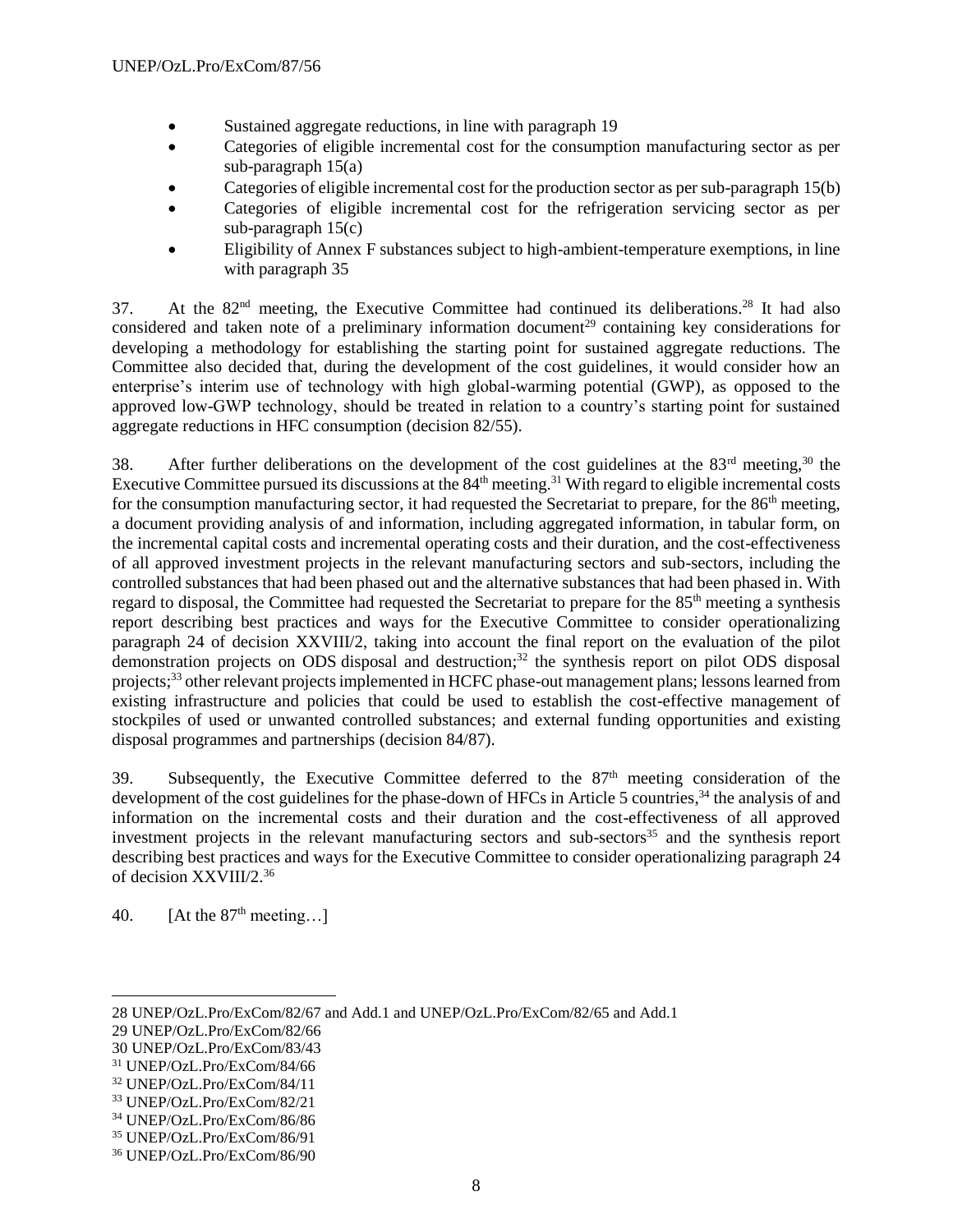- Sustained aggregate reductions, in line with paragraph 19
- Categories of eligible incremental cost for the consumption manufacturing sector as per sub-paragraph 15(a)
- Categories of eligible incremental cost for the production sector as per sub-paragraph 15(b)
- Categories of eligible incremental cost for the refrigeration servicing sector as per sub-paragraph 15(c)
- Eligibility of Annex F substances subject to high-ambient-temperature exemptions, in line with paragraph 35

37. At the 82nd meeting, the Executive Committee had continued its deliberations.[28] It had also considered and taken note of a preliminary information document[29] containing key considerations for developing a methodology for establishing the starting point for sustained aggregate reductions. The Committee also decided that, during the development of the cost guidelines, it would consider how an enterprise's interim use of technology with high global-warming potential (GWP), as opposed to the approved low-GWP technology, should be treated in relation to a country's starting point for sustained aggregate reductions in HFC consumption (decision 82/55).

38. After further deliberations on the development of the cost guidelines at the 83rd meeting,[30] the Executive Committee pursued its discussions at the 84th meeting.[31] With regard to eligible incremental costs for the consumption manufacturing sector, it had requested the Secretariat to prepare, for the 86th meeting, a document providing analysis of and information, including aggregated information, in tabular form, on the incremental capital costs and incremental operating costs and their duration, and the cost-effectiveness of all approved investment projects in the relevant manufacturing sectors and sub-sectors, including the controlled substances that had been phased out and the alternative substances that had been phased in. With regard to disposal, the Committee had requested the Secretariat to prepare for the 85th meeting a synthesis report describing best practices and ways for the Executive Committee to consider operationalizing paragraph 24 of decision XXVIII/2, taking into account the final report on the evaluation of the pilot demonstration projects on ODS disposal and destruction;[32] the synthesis report on pilot ODS disposal projects;[33] other relevant projects implemented in HCFC phase-out management plans; lessons learned from existing infrastructure and policies that could be used to establish the cost-effective management of stockpiles of used or unwanted controlled substances; and external funding opportunities and existing disposal programmes and partnerships (decision 84/87).

39. Subsequently, the Executive Committee deferred to the 87th meeting consideration of the development of the cost guidelines for the phase-down of HFCs in Article 5 countries,[34] the analysis of and information on the incremental costs and their duration and the cost-effectiveness of all approved investment projects in the relevant manufacturing sectors and sub-sectors[35] and the synthesis report describing best practices and ways for the Executive Committee to consider operationalizing paragraph 24 of decision XXVIII/2.[36]

40. [At the 87th meeting…]

---

28 UNEP/OzL.Pro/ExCom/82/67 and Add.1 and UNEP/OzL.Pro/ExCom/82/65 and Add.1

29 UNEP/OzL.Pro/ExCom/82/66

30 UNEP/OzL.Pro/ExCom/83/43

31 UNEP/OzL.Pro/ExCom/84/66

32 UNEP/OzL.Pro/ExCom/84/11

33 UNEP/OzL.Pro/ExCom/82/21

34 UNEP/OzL.Pro/ExCom/86/86

35 UNEP/OzL.Pro/ExCom/86/91

36 UNEP/OzL.Pro/ExCom/86/90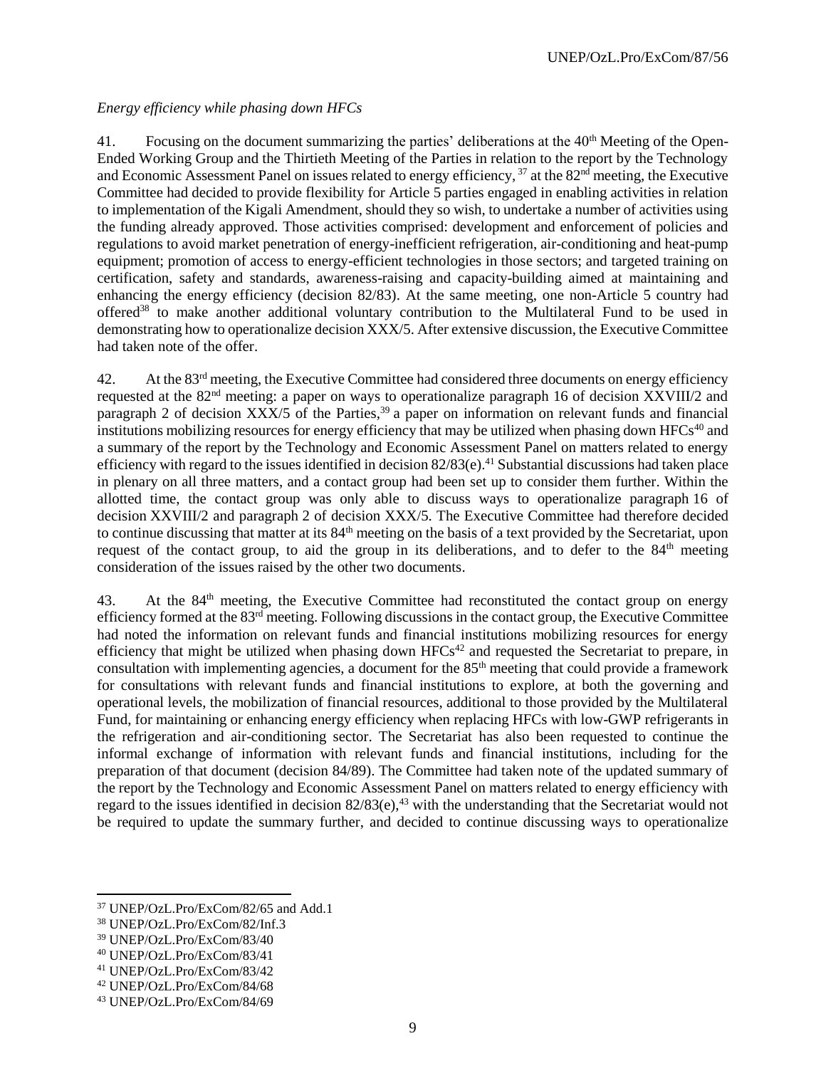*Energy efficiency while phasing down HFCs*

41. Focusing on the document summarizing the parties' deliberations at the 40th Meeting of the Open-Ended Working Group and the Thirtieth Meeting of the Parties in relation to the report by the Technology and Economic Assessment Panel on issues related to energy efficiency, [37] at the 82nd meeting, the Executive Committee had decided to provide flexibility for Article 5 parties engaged in enabling activities in relation to implementation of the Kigali Amendment, should they so wish, to undertake a number of activities using the funding already approved. Those activities comprised: development and enforcement of policies and regulations to avoid market penetration of energy-inefficient refrigeration, air-conditioning and heat-pump equipment; promotion of access to energy-efficient technologies in those sectors; and targeted training on certification, safety and standards, awareness-raising and capacity-building aimed at maintaining and enhancing the energy efficiency (decision 82/83). At the same meeting, one non-Article 5 country had offered[38] to make another additional voluntary contribution to the Multilateral Fund to be used in demonstrating how to operationalize decision XXX/5. After extensive discussion, the Executive Committee had taken note of the offer.

42. At the 83rd meeting, the Executive Committee had considered three documents on energy efficiency requested at the 82nd meeting: a paper on ways to operationalize paragraph 16 of decision XXVIII/2 and paragraph 2 of decision XXX/5 of the Parties,[39] a paper on information on relevant funds and financial institutions mobilizing resources for energy efficiency that may be utilized when phasing down HFCs[40] and a summary of the report by the Technology and Economic Assessment Panel on matters related to energy efficiency with regard to the issues identified in decision 82/83(e).[41] Substantial discussions had taken place in plenary on all three matters, and a contact group had been set up to consider them further. Within the allotted time, the contact group was only able to discuss ways to operationalize paragraph 16 of decision XXVIII/2 and paragraph 2 of decision XXX/5. The Executive Committee had therefore decided to continue discussing that matter at its 84th meeting on the basis of a text provided by the Secretariat, upon request of the contact group, to aid the group in its deliberations, and to defer to the 84th meeting consideration of the issues raised by the other two documents.

43. At the 84th meeting, the Executive Committee had reconstituted the contact group on energy efficiency formed at the 83rd meeting. Following discussions in the contact group, the Executive Committee had noted the information on relevant funds and financial institutions mobilizing resources for energy efficiency that might be utilized when phasing down HFCs[42] and requested the Secretariat to prepare, in consultation with implementing agencies, a document for the 85th meeting that could provide a framework for consultations with relevant funds and financial institutions to explore, at both the governing and operational levels, the mobilization of financial resources, additional to those provided by the Multilateral Fund, for maintaining or enhancing energy efficiency when replacing HFCs with low-GWP refrigerants in the refrigeration and air-conditioning sector. The Secretariat has also been requested to continue the informal exchange of information with relevant funds and financial institutions, including for the preparation of that document (decision 84/89). The Committee had taken note of the updated summary of the report by the Technology and Economic Assessment Panel on matters related to energy efficiency with regard to the issues identified in decision 82/83(e),[43] with the understanding that the Secretariat would not be required to update the summary further, and decided to continue discussing ways to operationalize

---

[37] UNEP/OzL.Pro/ExCom/82/65 and Add.1

[38] UNEP/OzL.Pro/ExCom/82/Inf.3

[39] UNEP/OzL.Pro/ExCom/83/40

[40] UNEP/OzL.Pro/ExCom/83/41

[41] UNEP/OzL.Pro/ExCom/83/42

[42] UNEP/OzL.Pro/ExCom/84/68

[43] UNEP/OzL.Pro/ExCom/84/69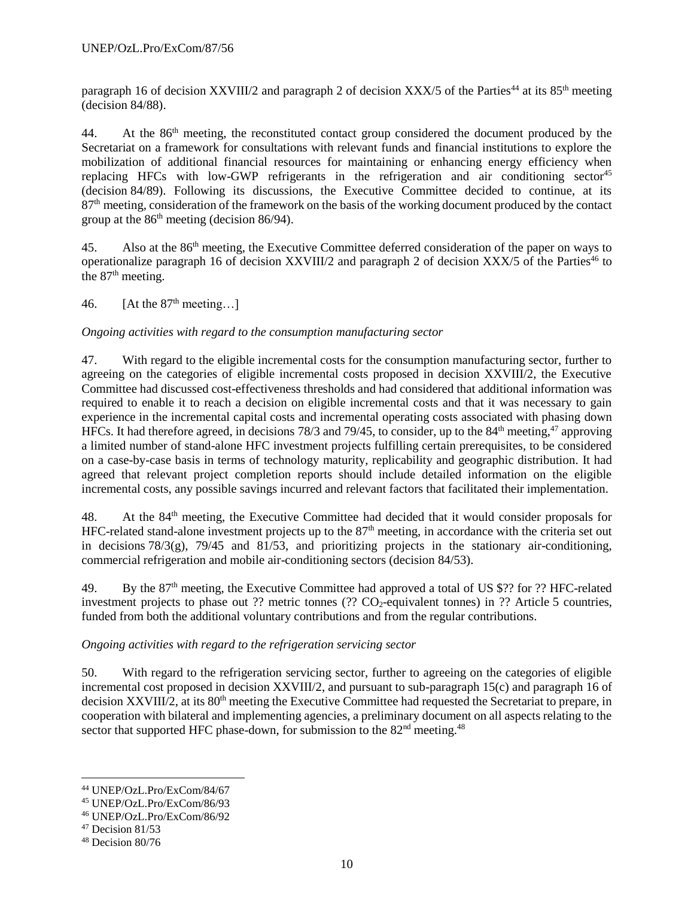paragraph 16 of decision XXVIII/2 and paragraph 2 of decision XXX/5 of the Parties[44] at its 85th meeting (decision 84/88).

44. At the 86th meeting, the reconstituted contact group considered the document produced by the Secretariat on a framework for consultations with relevant funds and financial institutions to explore the mobilization of additional financial resources for maintaining or enhancing energy efficiency when replacing HFCs with low-GWP refrigerants in the refrigeration and air conditioning sector[45] (decision 84/89). Following its discussions, the Executive Committee decided to continue, at its 87th meeting, consideration of the framework on the basis of the working document produced by the contact group at the 86th meeting (decision 86/94).

45. Also at the 86th meeting, the Executive Committee deferred consideration of the paper on ways to operationalize paragraph 16 of decision XXVIII/2 and paragraph 2 of decision XXX/5 of the Parties[46] to the 87th meeting.

46. [At the 87th meeting…]

*Ongoing activities with regard to the consumption manufacturing sector*

47. With regard to the eligible incremental costs for the consumption manufacturing sector, further to agreeing on the categories of eligible incremental costs proposed in decision XXVIII/2, the Executive Committee had discussed cost-effectiveness thresholds and had considered that additional information was required to enable it to reach a decision on eligible incremental costs and that it was necessary to gain experience in the incremental capital costs and incremental operating costs associated with phasing down HFCs. It had therefore agreed, in decisions 78/3 and 79/45, to consider, up to the 84th meeting,[47] approving a limited number of stand-alone HFC investment projects fulfilling certain prerequisites, to be considered on a case-by-case basis in terms of technology maturity, replicability and geographic distribution. It had agreed that relevant project completion reports should include detailed information on the eligible incremental costs, any possible savings incurred and relevant factors that facilitated their implementation.

48. At the 84th meeting, the Executive Committee had decided that it would consider proposals for HFC-related stand-alone investment projects up to the 87th meeting, in accordance with the criteria set out in decisions 78/3(g), 79/45 and 81/53, and prioritizing projects in the stationary air-conditioning, commercial refrigeration and mobile air-conditioning sectors (decision 84/53).

49. By the 87th meeting, the Executive Committee had approved a total of US $?? for ?? HFC-related investment projects to phase out ?? metric tonnes (?? $CO_2$-equivalent tonnes) in ?? Article 5 countries, funded from both the additional voluntary contributions and from the regular contributions.

*Ongoing activities with regard to the refrigeration servicing sector*

50. With regard to the refrigeration servicing sector, further to agreeing on the categories of eligible incremental cost proposed in decision XXVIII/2, and pursuant to sub-paragraph 15(c) and paragraph 16 of decision XXVIII/2, at its 80th meeting the Executive Committee had requested the Secretariat to prepare, in cooperation with bilateral and implementing agencies, a preliminary document on all aspects relating to the sector that supported HFC phase-down, for submission to the 82nd meeting.[48]

---

[44] UNEP/OzL.Pro/ExCom/84/67
[45] UNEP/OzL.Pro/ExCom/86/93
[46] UNEP/OzL.Pro/ExCom/86/92
[47] Decision 81/53
[48] Decision 80/76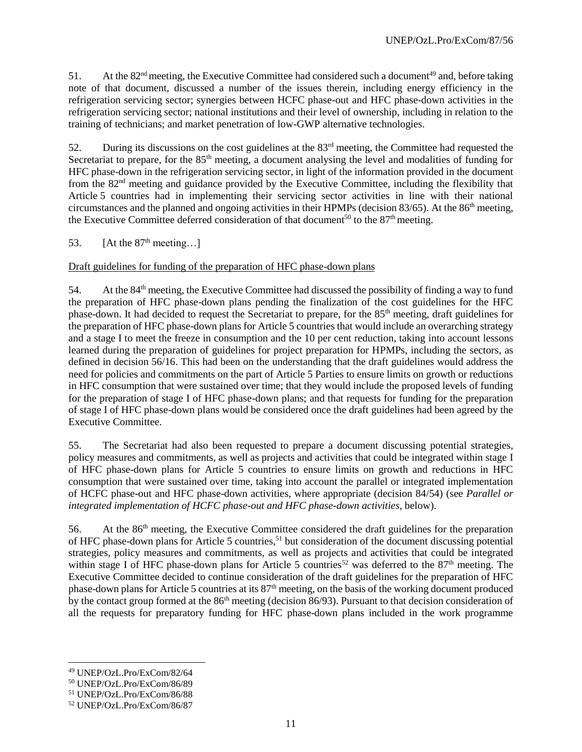51. At the 82nd meeting, the Executive Committee had considered such a document[49] and, before taking note of that document, discussed a number of the issues therein, including energy efficiency in the refrigeration servicing sector; synergies between HCFC phase-out and HFC phase-down activities in the refrigeration servicing sector; national institutions and their level of ownership, including in relation to the training of technicians; and market penetration of low-GWP alternative technologies.

52. During its discussions on the cost guidelines at the 83rd meeting, the Committee had requested the Secretariat to prepare, for the 85th meeting, a document analysing the level and modalities of funding for HFC phase-down in the refrigeration servicing sector, in light of the information provided in the document from the 82nd meeting and guidance provided by the Executive Committee, including the flexibility that Article 5 countries had in implementing their servicing sector activities in line with their national circumstances and the planned and ongoing activities in their HPMPs (decision 83/65). At the 86th meeting, the Executive Committee deferred consideration of that document[50] to the 87th meeting.

53. [At the 87th meeting…]

<u>Draft guidelines for funding of the preparation of HFC phase-down plans</u>

54. At the 84th meeting, the Executive Committee had discussed the possibility of finding a way to fund the preparation of HFC phase-down plans pending the finalization of the cost guidelines for the HFC phase-down. It had decided to request the Secretariat to prepare, for the 85th meeting, draft guidelines for the preparation of HFC phase-down plans for Article 5 countries that would include an overarching strategy and a stage I to meet the freeze in consumption and the 10 per cent reduction, taking into account lessons learned during the preparation of guidelines for project preparation for HPMPs, including the sectors, as defined in decision 56/16. This had been on the understanding that the draft guidelines would address the need for policies and commitments on the part of Article 5 Parties to ensure limits on growth or reductions in HFC consumption that were sustained over time; that they would include the proposed levels of funding for the preparation of stage I of HFC phase-down plans; and that requests for funding for the preparation of stage I of HFC phase-down plans would be considered once the draft guidelines had been agreed by the Executive Committee.

55. The Secretariat had also been requested to prepare a document discussing potential strategies, policy measures and commitments, as well as projects and activities that could be integrated within stage I of HFC phase-down plans for Article 5 countries to ensure limits on growth and reductions in HFC consumption that were sustained over time, taking into account the parallel or integrated implementation of HCFC phase-out and HFC phase-down activities, where appropriate (decision 84/54) (see *Parallel or integrated implementation of HCFC phase-out and HFC phase-down activities,* below).

56. At the 86th meeting, the Executive Committee considered the draft guidelines for the preparation of HFC phase-down plans for Article 5 countries,[51] but consideration of the document discussing potential strategies, policy measures and commitments, as well as projects and activities that could be integrated within stage I of HFC phase-down plans for Article 5 countries[52] was deferred to the 87th meeting. The Executive Committee decided to continue consideration of the draft guidelines for the preparation of HFC phase-down plans for Article 5 countries at its 87th meeting, on the basis of the working document produced by the contact group formed at the 86th meeting (decision 86/93). Pursuant to that decision consideration of all the requests for preparatory funding for HFC phase-down plans included in the work programme

---

[49] UNEP/OzL.Pro/ExCom/82/64
[50] UNEP/OzL.Pro/ExCom/86/89
[51] UNEP/OzL.Pro/ExCom/86/88
[52] UNEP/OzL.Pro/ExCom/86/87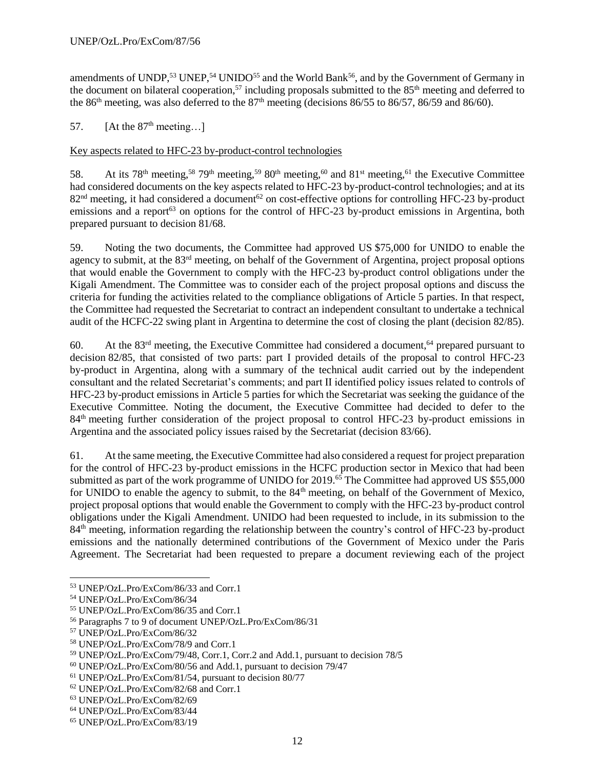amendments of UNDP,[53] UNEP,[54] UNIDO[55] and the World Bank[56], and by the Government of Germany in the document on bilateral cooperation,[57] including proposals submitted to the 85th meeting and deferred to the 86th meeting, was also deferred to the 87th meeting (decisions 86/55 to 86/57, 86/59 and 86/60).

57. [At the 87th meeting…]

Key aspects related to HFC-23 by-product-control technologies

58. At its 78th meeting,[58] 79th meeting,[59] 80th meeting,[60] and 81st meeting,[61] the Executive Committee had considered documents on the key aspects related to HFC-23 by-product-control technologies; and at its 82nd meeting, it had considered a document[62] on cost-effective options for controlling HFC-23 by-product emissions and a report[63] on options for the control of HFC-23 by-product emissions in Argentina, both prepared pursuant to decision 81/68.

59. Noting the two documents, the Committee had approved US $75,000 for UNIDO to enable the agency to submit, at the 83rd meeting, on behalf of the Government of Argentina, project proposal options that would enable the Government to comply with the HFC-23 by-product control obligations under the Kigali Amendment. The Committee was to consider each of the project proposal options and discuss the criteria for funding the activities related to the compliance obligations of Article 5 parties. In that respect, the Committee had requested the Secretariat to contract an independent consultant to undertake a technical audit of the HCFC-22 swing plant in Argentina to determine the cost of closing the plant (decision 82/85).

60. At the 83rd meeting, the Executive Committee had considered a document,[64] prepared pursuant to decision 82/85, that consisted of two parts: part I provided details of the proposal to control HFC-23 by-product in Argentina, along with a summary of the technical audit carried out by the independent consultant and the related Secretariat's comments; and part II identified policy issues related to controls of HFC-23 by-product emissions in Article 5 parties for which the Secretariat was seeking the guidance of the Executive Committee. Noting the document, the Executive Committee had decided to defer to the 84th meeting further consideration of the project proposal to control HFC-23 by-product emissions in Argentina and the associated policy issues raised by the Secretariat (decision 83/66).

61. At the same meeting, the Executive Committee had also considered a request for project preparation for the control of HFC-23 by-product emissions in the HCFC production sector in Mexico that had been submitted as part of the work programme of UNIDO for 2019.[65] The Committee had approved US $55,000 for UNIDO to enable the agency to submit, to the 84th meeting, on behalf of the Government of Mexico, project proposal options that would enable the Government to comply with the HFC-23 by-product control obligations under the Kigali Amendment. UNIDO had been requested to include, in its submission to the 84th meeting, information regarding the relationship between the country's control of HFC-23 by-product emissions and the nationally determined contributions of the Government of Mexico under the Paris Agreement. The Secretariat had been requested to prepare a document reviewing each of the project

---

[53] UNEP/OzL.Pro/ExCom/86/33 and Corr.1
[54] UNEP/OzL.Pro/ExCom/86/34
[55] UNEP/OzL.Pro/ExCom/86/35 and Corr.1
[56] Paragraphs 7 to 9 of document UNEP/OzL.Pro/ExCom/86/31
[57] UNEP/OzL.Pro/ExCom/86/32
[58] UNEP/OzL.Pro/ExCom/78/9 and Corr.1
[59] UNEP/OzL.Pro/ExCom/79/48, Corr.1, Corr.2 and Add.1, pursuant to decision 78/5
[60] UNEP/OzL.Pro/ExCom/80/56 and Add.1, pursuant to decision 79/47
[61] UNEP/OzL.Pro/ExCom/81/54, pursuant to decision 80/77
[62] UNEP/OzL.Pro/ExCom/82/68 and Corr.1
[63] UNEP/OzL.Pro/ExCom/82/69
[64] UNEP/OzL.Pro/ExCom/83/44
[65] UNEP/OzL.Pro/ExCom/83/19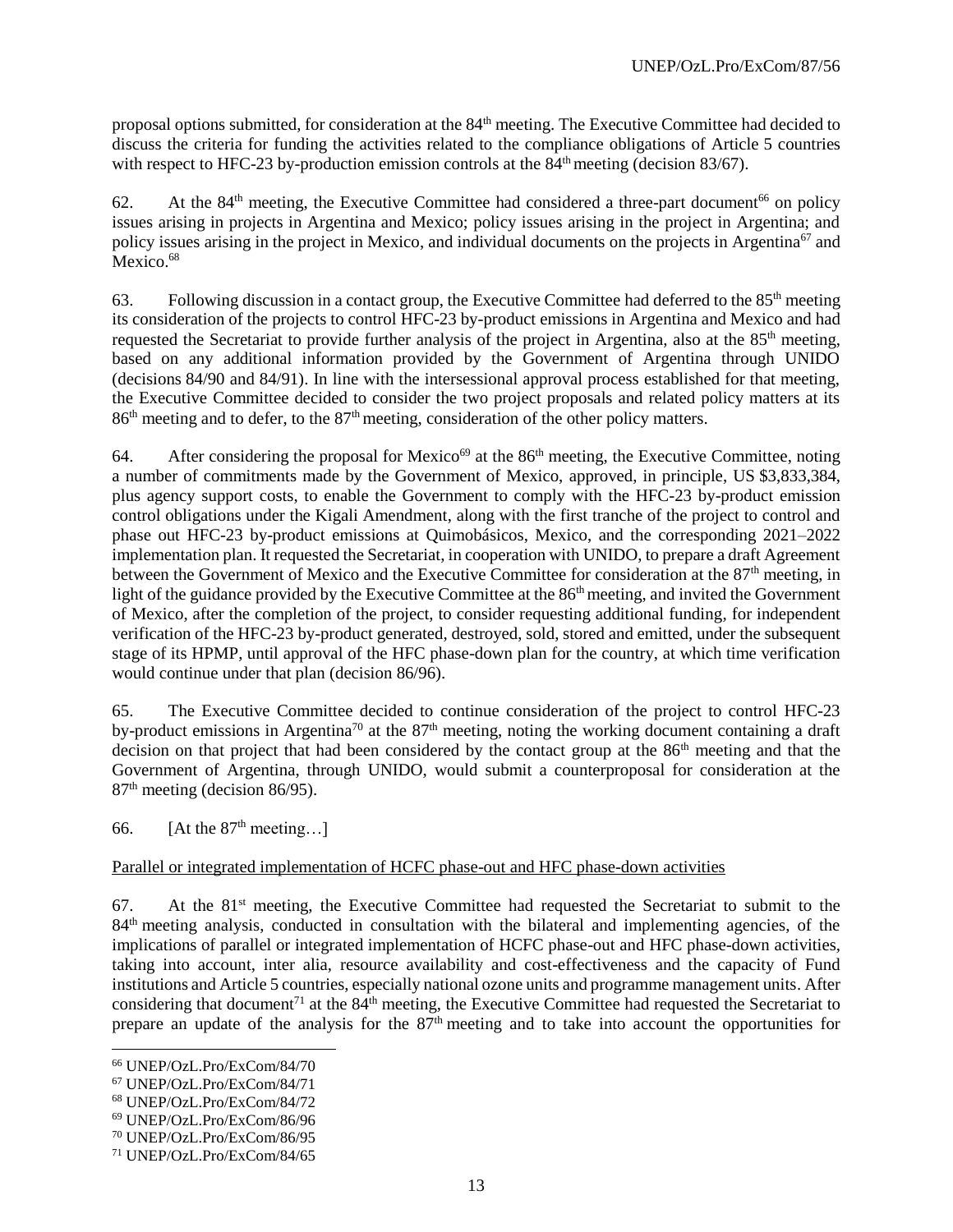proposal options submitted, for consideration at the 84th meeting. The Executive Committee had decided to discuss the criteria for funding the activities related to the compliance obligations of Article 5 countries with respect to HFC-23 by-production emission controls at the 84th meeting (decision 83/67).

62. At the 84th meeting, the Executive Committee had considered a three-part document[66] on policy issues arising in projects in Argentina and Mexico; policy issues arising in the project in Argentina; and policy issues arising in the project in Mexico, and individual documents on the projects in Argentina[67] and Mexico.[68]

63. Following discussion in a contact group, the Executive Committee had deferred to the 85th meeting its consideration of the projects to control HFC-23 by-product emissions in Argentina and Mexico and had requested the Secretariat to provide further analysis of the project in Argentina, also at the 85th meeting, based on any additional information provided by the Government of Argentina through UNIDO (decisions 84/90 and 84/91). In line with the intersessional approval process established for that meeting, the Executive Committee decided to consider the two project proposals and related policy matters at its 86th meeting and to defer, to the 87th meeting, consideration of the other policy matters.

64. After considering the proposal for Mexico[69] at the 86th meeting, the Executive Committee, noting a number of commitments made by the Government of Mexico, approved, in principle, US $3,833,384, plus agency support costs, to enable the Government to comply with the HFC-23 by-product emission control obligations under the Kigali Amendment, along with the first tranche of the project to control and phase out HFC-23 by-product emissions at Quimobásicos, Mexico, and the corresponding 2021–2022 implementation plan. It requested the Secretariat, in cooperation with UNIDO, to prepare a draft Agreement between the Government of Mexico and the Executive Committee for consideration at the 87th meeting, in light of the guidance provided by the Executive Committee at the 86th meeting, and invited the Government of Mexico, after the completion of the project, to consider requesting additional funding, for independent verification of the HFC-23 by-product generated, destroyed, sold, stored and emitted, under the subsequent stage of its HPMP, until approval of the HFC phase-down plan for the country, at which time verification would continue under that plan (decision 86/96).

65. The Executive Committee decided to continue consideration of the project to control HFC-23 by-product emissions in Argentina[70] at the 87th meeting, noting the working document containing a draft decision on that project that had been considered by the contact group at the 86th meeting and that the Government of Argentina, through UNIDO, would submit a counterproposal for consideration at the 87th meeting (decision 86/95).

66. [At the 87th meeting…]

<u>Parallel or integrated implementation of HCFC phase-out and HFC phase-down activities</u>

67. At the 81st meeting, the Executive Committee had requested the Secretariat to submit to the 84th meeting analysis, conducted in consultation with the bilateral and implementing agencies, of the implications of parallel or integrated implementation of HCFC phase-out and HFC phase-down activities, taking into account, inter alia, resource availability and cost-effectiveness and the capacity of Fund institutions and Article 5 countries, especially national ozone units and programme management units. After considering that document[71] at the 84th meeting, the Executive Committee had requested the Secretariat to prepare an update of the analysis for the 87th meeting and to take into account the opportunities for

---

[66] UNEP/OzL.Pro/ExCom/84/70
[67] UNEP/OzL.Pro/ExCom/84/71
[68] UNEP/OzL.Pro/ExCom/84/72
[69] UNEP/OzL.Pro/ExCom/86/96
[70] UNEP/OzL.Pro/ExCom/86/95
[71] UNEP/OzL.Pro/ExCom/84/65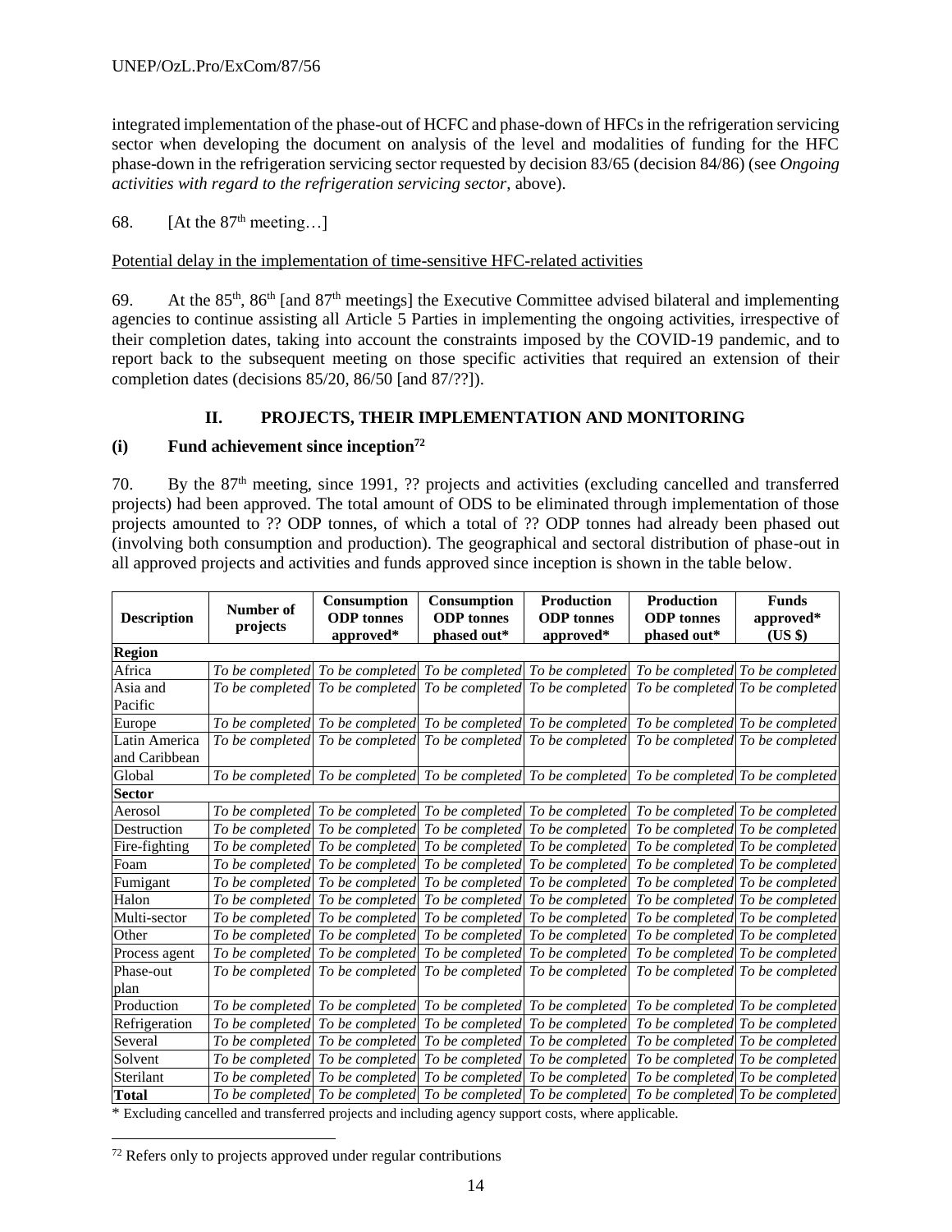integrated implementation of the phase-out of HCFC and phase-down of HFCs in the refrigeration servicing sector when developing the document on analysis of the level and modalities of funding for the HFC phase-down in the refrigeration servicing sector requested by decision 83/65 (decision 84/86) (see *Ongoing activities with regard to the refrigeration servicing sector*, above).

68. [At the 87th meeting…]

Potential delay in the implementation of time-sensitive HFC-related activities

69. At the 85th, 86th [and 87th meetings] the Executive Committee advised bilateral and implementing agencies to continue assisting all Article 5 Parties in implementing the ongoing activities, irrespective of their completion dates, taking into account the constraints imposed by the COVID-19 pandemic, and to report back to the subsequent meeting on those specific activities that required an extension of their completion dates (decisions 85/20, 86/50 [and 87/??]).

## II. PROJECTS, THEIR IMPLEMENTATION AND MONITORING

### (i) Fund achievement since inception[72]

70. By the 87th meeting, since 1991, ?? projects and activities (excluding cancelled and transferred projects) had been approved. The total amount of ODS to be eliminated through implementation of those projects amounted to ?? ODP tonnes, of which a total of ?? ODP tonnes had already been phased out (involving both consumption and production). The geographical and sectoral distribution of phase-out in all approved projects and activities and funds approved since inception is shown in the table below.

| Description | Number of projects | Consumption ODP tonnes approved* | Consumption ODP tonnes phased out* | Production ODP tonnes approved* | Production ODP tonnes phased out* | Funds approved* (US $) |
|---|---|---|---|---|---|---|
| **Region** | | | | | | |
| Africa | *To be completed* | *To be completed* | *To be completed* | *To be completed* | *To be completed* | *To be completed* |
| Asia and Pacific | *To be completed* | *To be completed* | *To be completed* | *To be completed* | *To be completed* | *To be completed* |
| Europe | *To be completed* | *To be completed* | *To be completed* | *To be completed* | *To be completed* | *To be completed* |
| Latin America and Caribbean | *To be completed* | *To be completed* | *To be completed* | *To be completed* | *To be completed* | *To be completed* |
| Global | *To be completed* | *To be completed* | *To be completed* | *To be completed* | *To be completed* | *To be completed* |
| **Sector** | | | | | | |
| Aerosol | *To be completed* | *To be completed* | *To be completed* | *To be completed* | *To be completed* | *To be completed* |
| Destruction | *To be completed* | *To be completed* | *To be completed* | *To be completed* | *To be completed* | *To be completed* |
| Fire-fighting | *To be completed* | *To be completed* | *To be completed* | *To be completed* | *To be completed* | *To be completed* |
| Foam | *To be completed* | *To be completed* | *To be completed* | *To be completed* | *To be completed* | *To be completed* |
| Fumigant | *To be completed* | *To be completed* | *To be completed* | *To be completed* | *To be completed* | *To be completed* |
| Halon | *To be completed* | *To be completed* | *To be completed* | *To be completed* | *To be completed* | *To be completed* |
| Multi-sector | *To be completed* | *To be completed* | *To be completed* | *To be completed* | *To be completed* | *To be completed* |
| Other | *To be completed* | *To be completed* | *To be completed* | *To be completed* | *To be completed* | *To be completed* |
| Process agent | *To be completed* | *To be completed* | *To be completed* | *To be completed* | *To be completed* | *To be completed* |
| Phase-out plan | *To be completed* | *To be completed* | *To be completed* | *To be completed* | *To be completed* | *To be completed* |
| Production | *To be completed* | *To be completed* | *To be completed* | *To be completed* | *To be completed* | *To be completed* |
| Refrigeration | *To be completed* | *To be completed* | *To be completed* | *To be completed* | *To be completed* | *To be completed* |
| Several | *To be completed* | *To be completed* | *To be completed* | *To be completed* | *To be completed* | *To be completed* |
| Solvent | *To be completed* | *To be completed* | *To be completed* | *To be completed* | *To be completed* | *To be completed* |
| Sterilant | *To be completed* | *To be completed* | *To be completed* | *To be completed* | *To be completed* | *To be completed* |
| **Total** | *To be completed* | *To be completed* | *To be completed* | *To be completed* | *To be completed* | *To be completed* |

* Excluding cancelled and transferred projects and including agency support costs, where applicable.

[72] Refers only to projects approved under regular contributions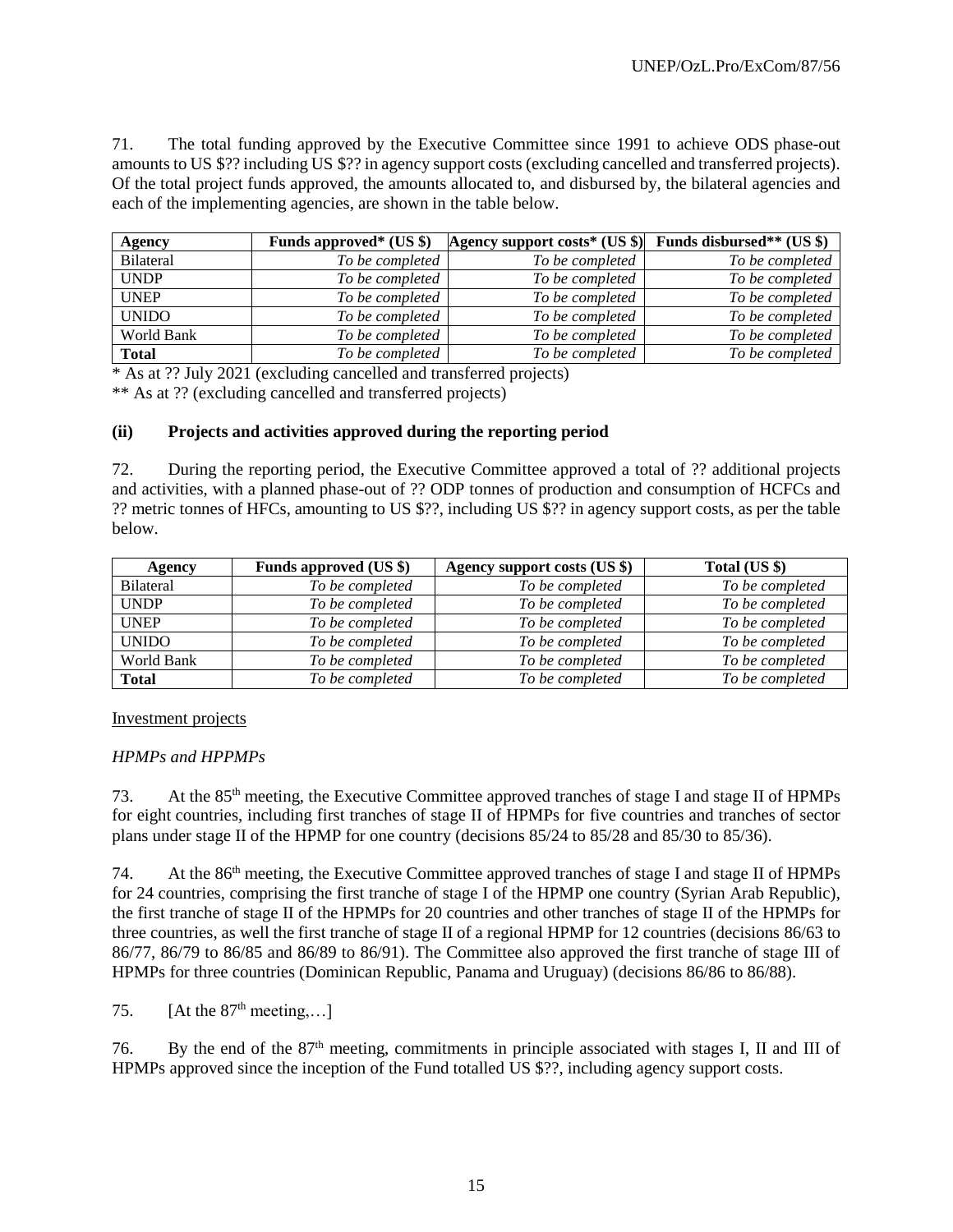71. The total funding approved by the Executive Committee since 1991 to achieve ODS phase-out amounts to US $?? including US $?? in agency support costs (excluding cancelled and transferred projects). Of the total project funds approved, the amounts allocated to, and disbursed by, the bilateral agencies and each of the implementing agencies, are shown in the table below.

| Agency | Funds approved* (US $) | Agency support costs* (US $) | Funds disbursed** (US $) |
|---|---|---|---|
| Bilateral | *To be completed* | *To be completed* | *To be completed* |
| UNDP | *To be completed* | *To be completed* | *To be completed* |
| UNEP | *To be completed* | *To be completed* | *To be completed* |
| UNIDO | *To be completed* | *To be completed* | *To be completed* |
| World Bank | *To be completed* | *To be completed* | *To be completed* |
| **Total** | *To be completed* | *To be completed* | *To be completed* |

\* As at ?? July 2021 (excluding cancelled and transferred projects)

\** As at ?? (excluding cancelled and transferred projects)

### (ii) Projects and activities approved during the reporting period

72. During the reporting period, the Executive Committee approved a total of ?? additional projects and activities, with a planned phase-out of ?? ODP tonnes of production and consumption of HCFCs and ?? metric tonnes of HFCs, amounting to US $??, including US $?? in agency support costs, as per the table below.

| Agency | Funds approved (US $) | Agency support costs (US $) | Total (US $) |
|---|---|---|---|
| Bilateral | *To be completed* | *To be completed* | *To be completed* |
| UNDP | *To be completed* | *To be completed* | *To be completed* |
| UNEP | *To be completed* | *To be completed* | *To be completed* |
| UNIDO | *To be completed* | *To be completed* | *To be completed* |
| World Bank | *To be completed* | *To be completed* | *To be completed* |
| **Total** | *To be completed* | *To be completed* | *To be completed* |

Investment projects

*HPMPs and HPPMPs*

73. At the 85th meeting, the Executive Committee approved tranches of stage I and stage II of HPMPs for eight countries, including first tranches of stage II of HPMPs for five countries and tranches of sector plans under stage II of the HPMP for one country (decisions 85/24 to 85/28 and 85/30 to 85/36).

74. At the 86th meeting, the Executive Committee approved tranches of stage I and stage II of HPMPs for 24 countries, comprising the first tranche of stage I of the HPMP one country (Syrian Arab Republic), the first tranche of stage II of the HPMPs for 20 countries and other tranches of stage II of the HPMPs for three countries, as well the first tranche of stage II of a regional HPMP for 12 countries (decisions 86/63 to 86/77, 86/79 to 86/85 and 86/89 to 86/91). The Committee also approved the first tranche of stage III of HPMPs for three countries (Dominican Republic, Panama and Uruguay) (decisions 86/86 to 86/88).

75. [At the 87th meeting,…]

76. By the end of the 87th meeting, commitments in principle associated with stages I, II and III of HPMPs approved since the inception of the Fund totalled US $??, including agency support costs.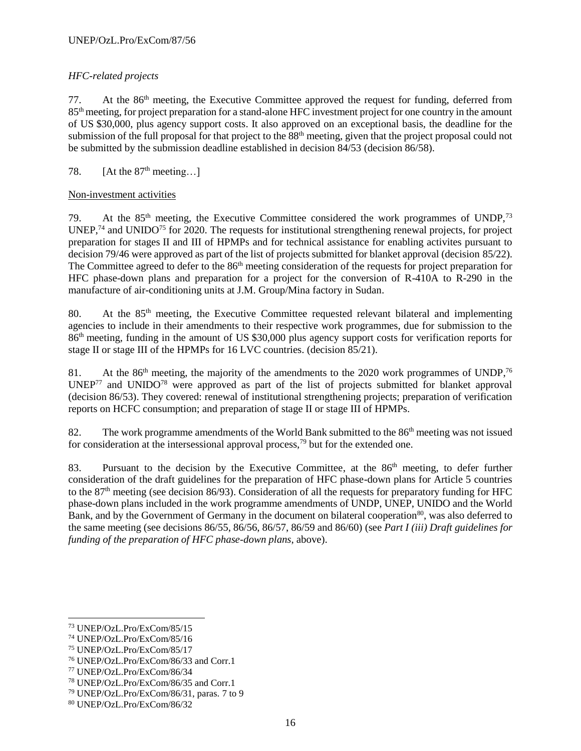*HFC-related projects*

77. At the 86th meeting, the Executive Committee approved the request for funding, deferred from 85th meeting, for project preparation for a stand-alone HFC investment project for one country in the amount of US $30,000, plus agency support costs. It also approved on an exceptional basis, the deadline for the submission of the full proposal for that project to the 88th meeting, given that the project proposal could not be submitted by the submission deadline established in decision 84/53 (decision 86/58).

78. [At the 87th meeting…]

<u>Non-investment activities</u>

79. At the 85th meeting, the Executive Committee considered the work programmes of UNDP,[73] UNEP,[74] and UNIDO[75] for 2020. The requests for institutional strengthening renewal projects, for project preparation for stages II and III of HPMPs and for technical assistance for enabling activites pursuant to decision 79/46 were approved as part of the list of projects submitted for blanket approval (decision 85/22). The Committee agreed to defer to the 86th meeting consideration of the requests for project preparation for HFC phase-down plans and preparation for a project for the conversion of R-410A to R-290 in the manufacture of air-conditioning units at J.M. Group/Mina factory in Sudan.

80. At the 85th meeting, the Executive Committee requested relevant bilateral and implementing agencies to include in their amendments to their respective work programmes, due for submission to the 86th meeting, funding in the amount of US $30,000 plus agency support costs for verification reports for stage II or stage III of the HPMPs for 16 LVC countries. (decision 85/21).

81. At the 86th meeting, the majority of the amendments to the 2020 work programmes of UNDP,[76] UNEP[77] and UNIDO[78] were approved as part of the list of projects submitted for blanket approval (decision 86/53). They covered: renewal of institutional strengthening projects; preparation of verification reports on HCFC consumption; and preparation of stage II or stage III of HPMPs.

82. The work programme amendments of the World Bank submitted to the 86th meeting was not issued for consideration at the intersessional approval process,[79] but for the extended one.

83. Pursuant to the decision by the Executive Committee, at the 86th meeting, to defer further consideration of the draft guidelines for the preparation of HFC phase-down plans for Article 5 countries to the 87th meeting (see decision 86/93). Consideration of all the requests for preparatory funding for HFC phase-down plans included in the work programme amendments of UNDP, UNEP, UNIDO and the World Bank, and by the Government of Germany in the document on bilateral cooperation[80], was also deferred to the same meeting (see decisions 86/55, 86/56, 86/57, 86/59 and 86/60) (see *Part I (iii) Draft guidelines for funding of the preparation of HFC phase-down plans*, above).

---

[73] UNEP/OzL.Pro/ExCom/85/15
[74] UNEP/OzL.Pro/ExCom/85/16
[75] UNEP/OzL.Pro/ExCom/85/17
[76] UNEP/OzL.Pro/ExCom/86/33 and Corr.1
[77] UNEP/OzL.Pro/ExCom/86/34
[78] UNEP/OzL.Pro/ExCom/86/35 and Corr.1
[79] UNEP/OzL.Pro/ExCom/86/31, paras. 7 to 9
[80] UNEP/OzL.Pro/ExCom/86/32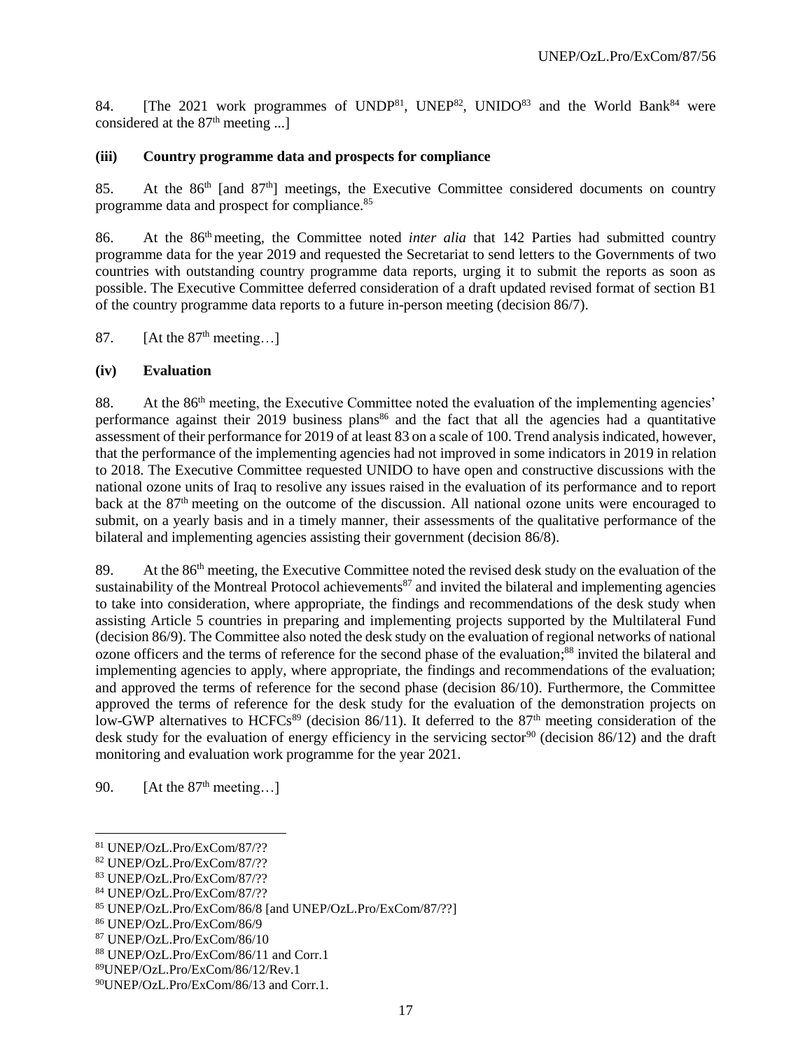84. [The 2021 work programmes of UNDP[81], UNEP[82], UNIDO[83] and the World Bank[84] were considered at the 87th meeting ...]

**(iii) Country programme data and prospects for compliance**

85. At the 86th [and 87th] meetings, the Executive Committee considered documents on country programme data and prospect for compliance.[85]

86. At the 86th meeting, the Committee noted *inter alia* that 142 Parties had submitted country programme data for the year 2019 and requested the Secretariat to send letters to the Governments of two countries with outstanding country programme data reports, urging it to submit the reports as soon as possible. The Executive Committee deferred consideration of a draft updated revised format of section B1 of the country programme data reports to a future in-person meeting (decision 86/7).

87. [At the 87th meeting…]

**(iv) Evaluation**

88. At the 86th meeting, the Executive Committee noted the evaluation of the implementing agencies' performance against their 2019 business plans[86] and the fact that all the agencies had a quantitative assessment of their performance for 2019 of at least 83 on a scale of 100. Trend analysis indicated, however, that the performance of the implementing agencies had not improved in some indicators in 2019 in relation to 2018. The Executive Committee requested UNIDO to have open and constructive discussions with the national ozone units of Iraq to resolive any issues raised in the evaluation of its performance and to report back at the 87th meeting on the outcome of the discussion. All national ozone units were encouraged to submit, on a yearly basis and in a timely manner, their assessments of the qualitative performance of the bilateral and implementing agencies assisting their government (decision 86/8).

89. At the 86th meeting, the Executive Committee noted the revised desk study on the evaluation of the sustainability of the Montreal Protocol achievements[87] and invited the bilateral and implementing agencies to take into consideration, where appropriate, the findings and recommendations of the desk study when assisting Article 5 countries in preparing and implementing projects supported by the Multilateral Fund (decision 86/9). The Committee also noted the desk study on the evaluation of regional networks of national ozone officers and the terms of reference for the second phase of the evaluation;[88] invited the bilateral and implementing agencies to apply, where appropriate, the findings and recommendations of the evaluation; and approved the terms of reference for the second phase (decision 86/10). Furthermore, the Committee approved the terms of reference for the desk study for the evaluation of the demonstration projects on low-GWP alternatives to HCFCs[89] (decision 86/11). It deferred to the 87th meeting consideration of the desk study for the evaluation of energy efficiency in the servicing sector[90] (decision 86/12) and the draft monitoring and evaluation work programme for the year 2021.

90. [At the 87th meeting…]

---

[81] UNEP/OzL.Pro/ExCom/87/??

[82] UNEP/OzL.Pro/ExCom/87/??

[83] UNEP/OzL.Pro/ExCom/87/??

[84] UNEP/OzL.Pro/ExCom/87/??

[85] UNEP/OzL.Pro/ExCom/86/8 [and UNEP/OzL.Pro/ExCom/87/??]

[86] UNEP/OzL.Pro/ExCom/86/9

[87] UNEP/OzL.Pro/ExCom/86/10

[88] UNEP/OzL.Pro/ExCom/86/11 and Corr.1

[89] UNEP/OzL.Pro/ExCom/86/12/Rev.1

[90] UNEP/OzL.Pro/ExCom/86/13 and Corr.1.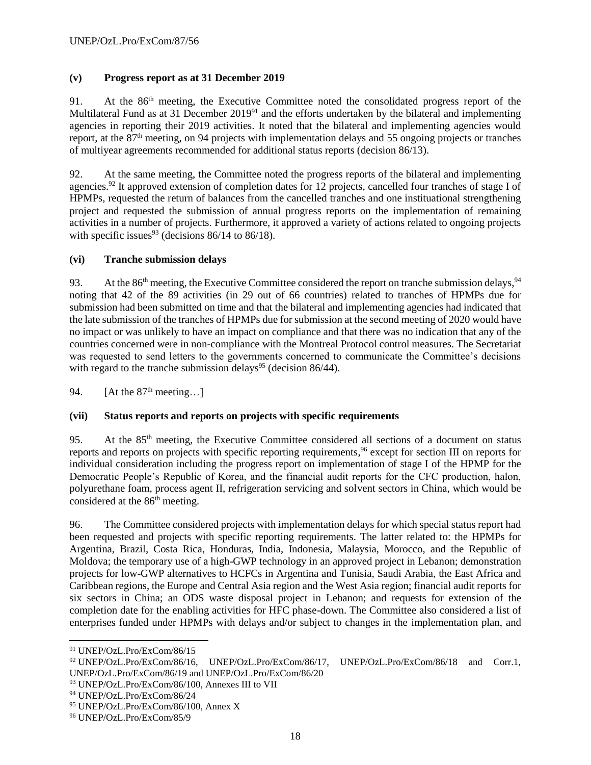### (v) Progress report as at 31 December 2019

91. At the 86th meeting, the Executive Committee noted the consolidated progress report of the Multilateral Fund as at 31 December 2019[91] and the efforts undertaken by the bilateral and implementing agencies in reporting their 2019 activities. It noted that the bilateral and implementing agencies would report, at the 87th meeting, on 94 projects with implementation delays and 55 ongoing projects or tranches of multiyear agreements recommended for additional status reports (decision 86/13).

92. At the same meeting, the Committee noted the progress reports of the bilateral and implementing agencies.[92] It approved extension of completion dates for 12 projects, cancelled four tranches of stage I of HPMPs, requested the return of balances from the cancelled tranches and one institutional strengthening project and requested the submission of annual progress reports on the implementation of remaining activities in a number of projects. Furthermore, it approved a variety of actions related to ongoing projects with specific issues[93] (decisions 86/14 to 86/18).

### (vi) Tranche submission delays

93. At the 86th meeting, the Executive Committee considered the report on tranche submission delays,[94] noting that 42 of the 89 activities (in 29 out of 66 countries) related to tranches of HPMPs due for submission had been submitted on time and that the bilateral and implementing agencies had indicated that the late submission of the tranches of HPMPs due for submission at the second meeting of 2020 would have no impact or was unlikely to have an impact on compliance and that there was no indication that any of the countries concerned were in non-compliance with the Montreal Protocol control measures. The Secretariat was requested to send letters to the governments concerned to communicate the Committee's decisions with regard to the tranche submission delays[95] (decision 86/44).

94. [At the 87th meeting…]

### (vii) Status reports and reports on projects with specific requirements

95. At the 85th meeting, the Executive Committee considered all sections of a document on status reports and reports on projects with specific reporting requirements,[96] except for section III on reports for individual consideration including the progress report on implementation of stage I of the HPMP for the Democratic People's Republic of Korea, and the financial audit reports for the CFC production, halon, polyurethane foam, process agent II, refrigeration servicing and solvent sectors in China, which would be considered at the 86th meeting.

96. The Committee considered projects with implementation delays for which special status report had been requested and projects with specific reporting requirements. The latter related to: the HPMPs for Argentina, Brazil, Costa Rica, Honduras, India, Indonesia, Malaysia, Morocco, and the Republic of Moldova; the temporary use of a high-GWP technology in an approved project in Lebanon; demonstration projects for low-GWP alternatives to HCFCs in Argentina and Tunisia, Saudi Arabia, the East Africa and Caribbean regions, the Europe and Central Asia region and the West Asia region; financial audit reports for six sectors in China; an ODS waste disposal project in Lebanon; and requests for extension of the completion date for the enabling activities for HFC phase-down. The Committee also considered a list of enterprises funded under HPMPs with delays and/or subject to changes in the implementation plan, and

---

[91] UNEP/OzL.Pro/ExCom/86/15

[92] UNEP/OzL.Pro/ExCom/86/16, UNEP/OzL.Pro/ExCom/86/17, UNEP/OzL.Pro/ExCom/86/18 and Corr.1, UNEP/OzL.Pro/ExCom/86/19 and UNEP/OzL.Pro/ExCom/86/20

[93] UNEP/OzL.Pro/ExCom/86/100, Annexes III to VII

[94] UNEP/OzL.Pro/ExCom/86/24

[95] UNEP/OzL.Pro/ExCom/86/100, Annex X

[96] UNEP/OzL.Pro/ExCom/85/9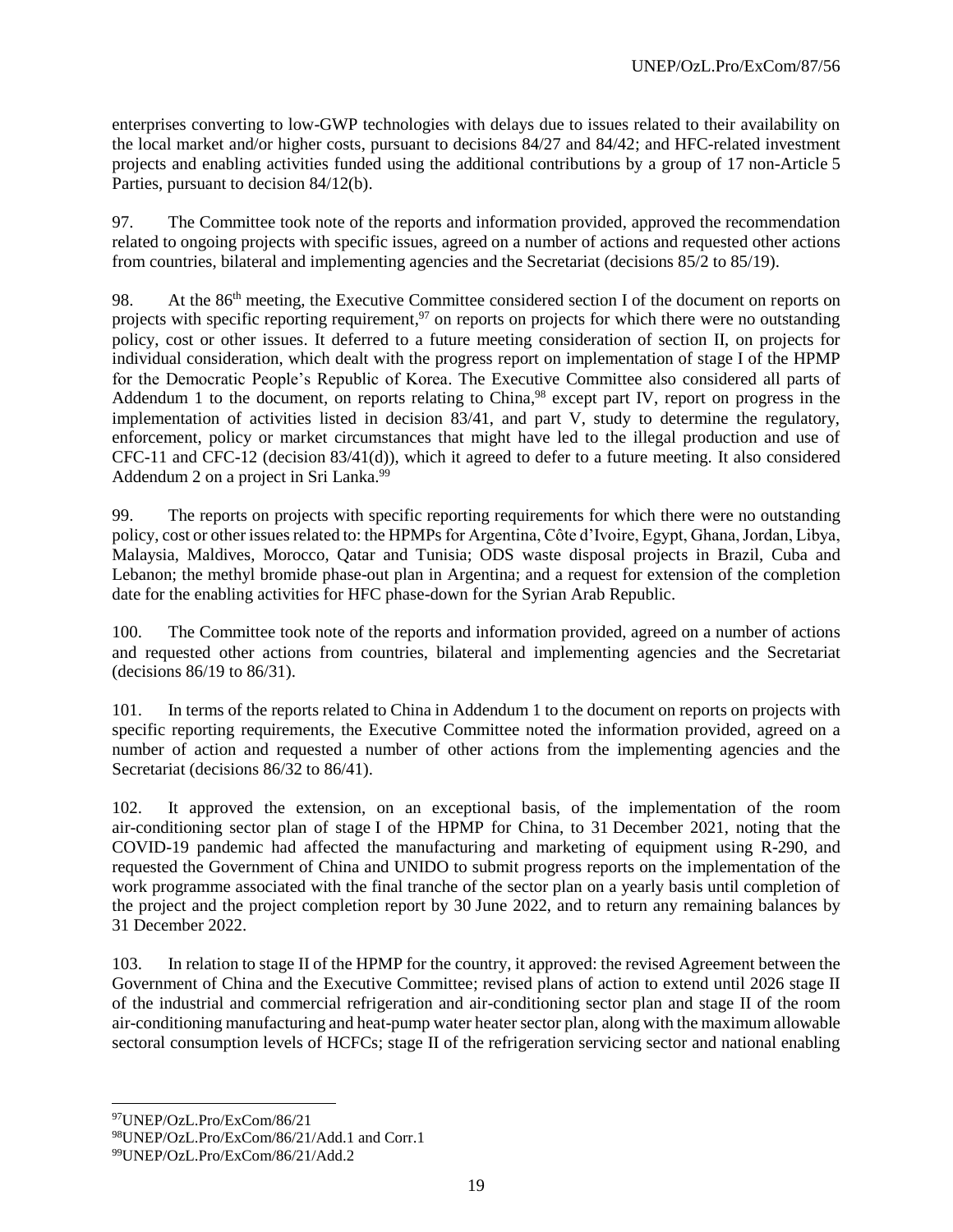enterprises converting to low-GWP technologies with delays due to issues related to their availability on the local market and/or higher costs, pursuant to decisions 84/27 and 84/42; and HFC-related investment projects and enabling activities funded using the additional contributions by a group of 17 non-Article 5 Parties, pursuant to decision 84/12(b).

97. The Committee took note of the reports and information provided, approved the recommendation related to ongoing projects with specific issues, agreed on a number of actions and requested other actions from countries, bilateral and implementing agencies and the Secretariat (decisions 85/2 to 85/19).

98. At the 86th meeting, the Executive Committee considered section I of the document on reports on projects with specific reporting requirement,[97] on reports on projects for which there were no outstanding policy, cost or other issues. It deferred to a future meeting consideration of section II, on projects for individual consideration, which dealt with the progress report on implementation of stage I of the HPMP for the Democratic People's Republic of Korea. The Executive Committee also considered all parts of Addendum 1 to the document, on reports relating to China,[98] except part IV, report on progress in the implementation of activities listed in decision 83/41, and part V, study to determine the regulatory, enforcement, policy or market circumstances that might have led to the illegal production and use of CFC-11 and CFC-12 (decision 83/41(d)), which it agreed to defer to a future meeting. It also considered Addendum 2 on a project in Sri Lanka.[99]

99. The reports on projects with specific reporting requirements for which there were no outstanding policy, cost or other issues related to: the HPMPs for Argentina, Côte d'Ivoire, Egypt, Ghana, Jordan, Libya, Malaysia, Maldives, Morocco, Qatar and Tunisia; ODS waste disposal projects in Brazil, Cuba and Lebanon; the methyl bromide phase-out plan in Argentina; and a request for extension of the completion date for the enabling activities for HFC phase-down for the Syrian Arab Republic.

100. The Committee took note of the reports and information provided, agreed on a number of actions and requested other actions from countries, bilateral and implementing agencies and the Secretariat (decisions 86/19 to 86/31).

101. In terms of the reports related to China in Addendum 1 to the document on reports on projects with specific reporting requirements, the Executive Committee noted the information provided, agreed on a number of action and requested a number of other actions from the implementing agencies and the Secretariat (decisions 86/32 to 86/41).

102. It approved the extension, on an exceptional basis, of the implementation of the room air-conditioning sector plan of stage I of the HPMP for China, to 31 December 2021, noting that the COVID-19 pandemic had affected the manufacturing and marketing of equipment using R-290, and requested the Government of China and UNIDO to submit progress reports on the implementation of the work programme associated with the final tranche of the sector plan on a yearly basis until completion of the project and the project completion report by 30 June 2022, and to return any remaining balances by 31 December 2022.

103. In relation to stage II of the HPMP for the country, it approved: the revised Agreement between the Government of China and the Executive Committee; revised plans of action to extend until 2026 stage II of the industrial and commercial refrigeration and air-conditioning sector plan and stage II of the room air-conditioning manufacturing and heat-pump water heater sector plan, along with the maximum allowable sectoral consumption levels of HCFCs; stage II of the refrigeration servicing sector and national enabling

---

[97] UNEP/OzL.Pro/ExCom/86/21

[98] UNEP/OzL.Pro/ExCom/86/21/Add.1 and Corr.1

[99] UNEP/OzL.Pro/ExCom/86/21/Add.2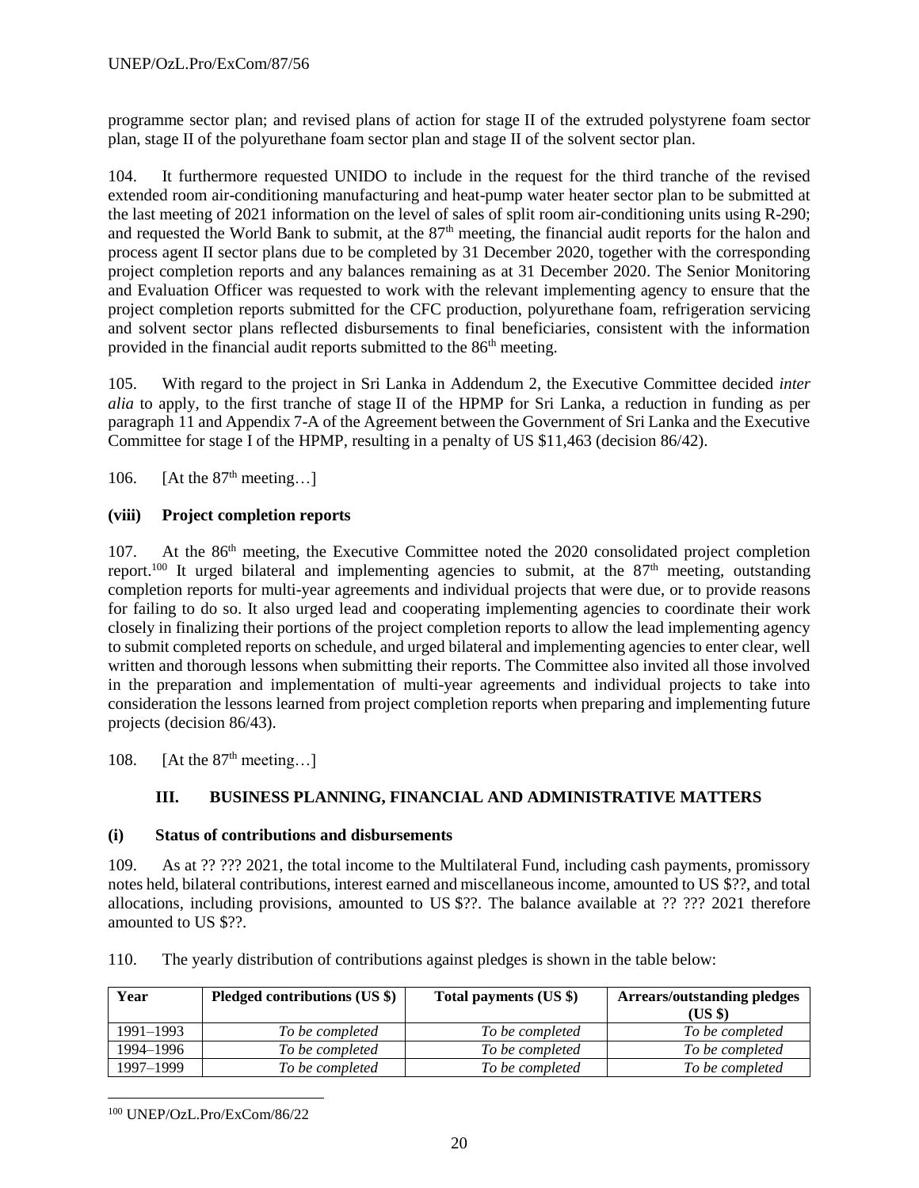programme sector plan; and revised plans of action for stage II of the extruded polystyrene foam sector plan, stage II of the polyurethane foam sector plan and stage II of the solvent sector plan.

104. It furthermore requested UNIDO to include in the request for the third tranche of the revised extended room air-conditioning manufacturing and heat-pump water heater sector plan to be submitted at the last meeting of 2021 information on the level of sales of split room air-conditioning units using R-290; and requested the World Bank to submit, at the 87th meeting, the financial audit reports for the halon and process agent II sector plans due to be completed by 31 December 2020, together with the corresponding project completion reports and any balances remaining as at 31 December 2020. The Senior Monitoring and Evaluation Officer was requested to work with the relevant implementing agency to ensure that the project completion reports submitted for the CFC production, polyurethane foam, refrigeration servicing and solvent sector plans reflected disbursements to final beneficiaries, consistent with the information provided in the financial audit reports submitted to the 86th meeting.

105. With regard to the project in Sri Lanka in Addendum 2, the Executive Committee decided *inter alia* to apply, to the first tranche of stage II of the HPMP for Sri Lanka, a reduction in funding as per paragraph 11 and Appendix 7-A of the Agreement between the Government of Sri Lanka and the Executive Committee for stage I of the HPMP, resulting in a penalty of US $11,463 (decision 86/42).

106. [At the 87th meeting…]

### (viii) Project completion reports

107. At the 86th meeting, the Executive Committee noted the 2020 consolidated project completion report.[100] It urged bilateral and implementing agencies to submit, at the 87th meeting, outstanding completion reports for multi-year agreements and individual projects that were due, or to provide reasons for failing to do so. It also urged lead and cooperating implementing agencies to coordinate their work closely in finalizing their portions of the project completion reports to allow the lead implementing agency to submit completed reports on schedule, and urged bilateral and implementing agencies to enter clear, well written and thorough lessons when submitting their reports. The Committee also invited all those involved in the preparation and implementation of multi-year agreements and individual projects to take into consideration the lessons learned from project completion reports when preparing and implementing future projects (decision 86/43).

108. [At the 87th meeting…]

## III. BUSINESS PLANNING, FINANCIAL AND ADMINISTRATIVE MATTERS

### (i) Status of contributions and disbursements

109. As at ?? ??? 2021, the total income to the Multilateral Fund, including cash payments, promissory notes held, bilateral contributions, interest earned and miscellaneous income, amounted to US $??, and total allocations, including provisions, amounted to US $??. The balance available at ?? ??? 2021 therefore amounted to US $??.

110. The yearly distribution of contributions against pledges is shown in the table below:

| Year | Pledged contributions (US $) | Total payments (US $) | Arrears/outstanding pledges (US $) |
|---|---|---|---|
| 1991–1993 | *To be completed* | *To be completed* | *To be completed* |
| 1994–1996 | *To be completed* | *To be completed* | *To be completed* |
| 1997–1999 | *To be completed* | *To be completed* | *To be completed* |

[100] UNEP/OzL.Pro/ExCom/86/22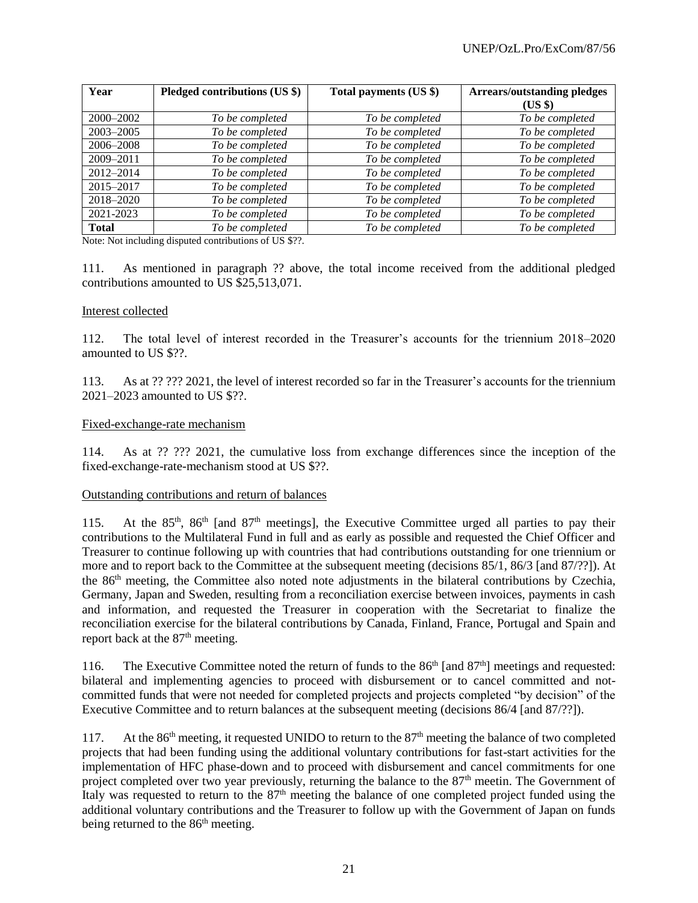| Year | Pledged contributions (US $) | Total payments (US $) | Arrears/outstanding pledges (US $) |
|---|---|---|---|
| 2000–2002 | *To be completed* | *To be completed* | *To be completed* |
| 2003–2005 | *To be completed* | *To be completed* | *To be completed* |
| 2006–2008 | *To be completed* | *To be completed* | *To be completed* |
| 2009–2011 | *To be completed* | *To be completed* | *To be completed* |
| 2012–2014 | *To be completed* | *To be completed* | *To be completed* |
| 2015–2017 | *To be completed* | *To be completed* | *To be completed* |
| 2018–2020 | *To be completed* | *To be completed* | *To be completed* |
| 2021-2023 | *To be completed* | *To be completed* | *To be completed* |
| **Total** | *To be completed* | *To be completed* | *To be completed* |

Note: Not including disputed contributions of US $??.

111. As mentioned in paragraph ?? above, the total income received from the additional pledged contributions amounted to US $25,513,071.

Interest collected

112. The total level of interest recorded in the Treasurer's accounts for the triennium 2018–2020 amounted to US $??.

113. As at ?? ??? 2021, the level of interest recorded so far in the Treasurer's accounts for the triennium 2021–2023 amounted to US $??.

Fixed-exchange-rate mechanism

114. As at ?? ??? 2021, the cumulative loss from exchange differences since the inception of the fixed-exchange-rate-mechanism stood at US $??.

Outstanding contributions and return of balances

115. At the 85th, 86th [and 87th meetings], the Executive Committee urged all parties to pay their contributions to the Multilateral Fund in full and as early as possible and requested the Chief Officer and Treasurer to continue following up with countries that had contributions outstanding for one triennium or more and to report back to the Committee at the subsequent meeting (decisions 85/1, 86/3 [and 87/??]). At the 86th meeting, the Committee also noted note adjustments in the bilateral contributions by Czechia, Germany, Japan and Sweden, resulting from a reconciliation exercise between invoices, payments in cash and information, and requested the Treasurer in cooperation with the Secretariat to finalize the reconciliation exercise for the bilateral contributions by Canada, Finland, France, Portugal and Spain and report back at the 87th meeting.

116. The Executive Committee noted the return of funds to the 86th [and 87th] meetings and requested: bilateral and implementing agencies to proceed with disbursement or to cancel committed and not-committed funds that were not needed for completed projects and projects completed "by decision" of the Executive Committee and to return balances at the subsequent meeting (decisions 86/4 [and 87/??]).

117. At the 86th meeting, it requested UNIDO to return to the 87th meeting the balance of two completed projects that had been funding using the additional voluntary contributions for fast-start activities for the implementation of HFC phase-down and to proceed with disbursement and cancel commitments for one project completed over two year previously, returning the balance to the 87th meetin. The Government of Italy was requested to return to the 87th meeting the balance of one completed project funded using the additional voluntary contributions and the Treasurer to follow up with the Government of Japan on funds being returned to the 86th meeting.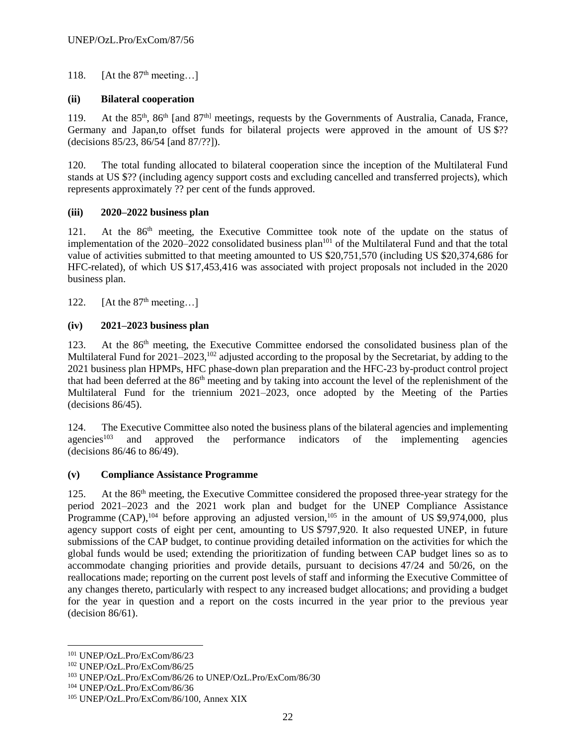118. [At the 87th meeting…]

**(ii) Bilateral cooperation**

119. At the 85th, 86th [and 87th] meetings, requests by the Governments of Australia, Canada, France, Germany and Japan,to offset funds for bilateral projects were approved in the amount of US $?? (decisions 85/23, 86/54 [and 87/??]).

120. The total funding allocated to bilateral cooperation since the inception of the Multilateral Fund stands at US $?? (including agency support costs and excluding cancelled and transferred projects), which represents approximately ?? per cent of the funds approved.

**(iii) 2020–2022 business plan**

121. At the 86th meeting, the Executive Committee took note of the update on the status of implementation of the 2020–2022 consolidated business plan[101] of the Multilateral Fund and that the total value of activities submitted to that meeting amounted to US $20,751,570 (including US $20,374,686 for HFC-related), of which US $17,453,416 was associated with project proposals not included in the 2020 business plan.

122. [At the 87th meeting…]

**(iv) 2021–2023 business plan**

123. At the 86th meeting, the Executive Committee endorsed the consolidated business plan of the Multilateral Fund for 2021–2023,[102] adjusted according to the proposal by the Secretariat, by adding to the 2021 business plan HPMPs, HFC phase-down plan preparation and the HFC-23 by-product control project that had been deferred at the 86th meeting and by taking into account the level of the replenishment of the Multilateral Fund for the triennium 2021–2023, once adopted by the Meeting of the Parties (decisions 86/45).

124. The Executive Committee also noted the business plans of the bilateral agencies and implementing agencies[103] and approved the performance indicators of the implementing agencies (decisions 86/46 to 86/49).

**(v) Compliance Assistance Programme**

125. At the 86th meeting, the Executive Committee considered the proposed three-year strategy for the period 2021–2023 and the 2021 work plan and budget for the UNEP Compliance Assistance Programme (CAP),[104] before approving an adjusted version,[105] in the amount of US $9,974,000, plus agency support costs of eight per cent, amounting to US $797,920. It also requested UNEP, in future submissions of the CAP budget, to continue providing detailed information on the activities for which the global funds would be used; extending the prioritization of funding between CAP budget lines so as to accommodate changing priorities and provide details, pursuant to decisions 47/24 and 50/26, on the reallocations made; reporting on the current post levels of staff and informing the Executive Committee of any changes thereto, particularly with respect to any increased budget allocations; and providing a budget for the year in question and a report on the costs incurred in the year prior to the previous year (decision 86/61).

---

[101] UNEP/OzL.Pro/ExCom/86/23
[102] UNEP/OzL.Pro/ExCom/86/25
[103] UNEP/OzL.Pro/ExCom/86/26 to UNEP/OzL.Pro/ExCom/86/30
[104] UNEP/OzL.Pro/ExCom/86/36
[105] UNEP/OzL.Pro/ExCom/86/100, Annex XIX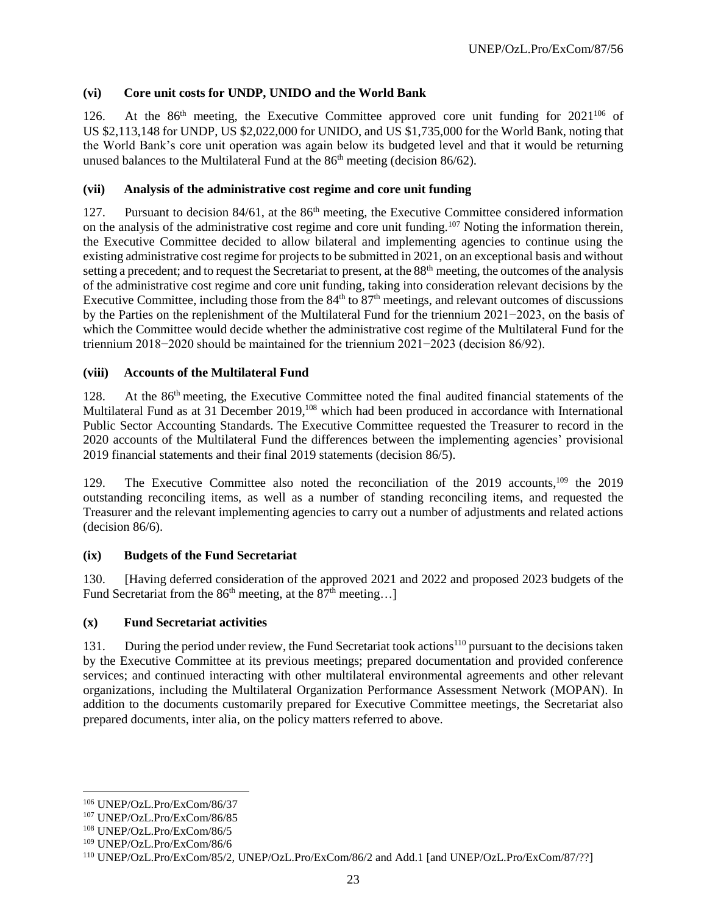### (vi) Core unit costs for UNDP, UNIDO and the World Bank

126. At the 86th meeting, the Executive Committee approved core unit funding for 2021[106] of US $2,113,148 for UNDP, US $2,022,000 for UNIDO, and US $1,735,000 for the World Bank, noting that the World Bank's core unit operation was again below its budgeted level and that it would be returning unused balances to the Multilateral Fund at the 86th meeting (decision 86/62).

### (vii) Analysis of the administrative cost regime and core unit funding

127. Pursuant to decision 84/61, at the 86th meeting, the Executive Committee considered information on the analysis of the administrative cost regime and core unit funding.[107] Noting the information therein, the Executive Committee decided to allow bilateral and implementing agencies to continue using the existing administrative cost regime for projects to be submitted in 2021, on an exceptional basis and without setting a precedent; and to request the Secretariat to present, at the 88th meeting, the outcomes of the analysis of the administrative cost regime and core unit funding, taking into consideration relevant decisions by the Executive Committee, including those from the 84th to 87th meetings, and relevant outcomes of discussions by the Parties on the replenishment of the Multilateral Fund for the triennium 2021−2023, on the basis of which the Committee would decide whether the administrative cost regime of the Multilateral Fund for the triennium 2018−2020 should be maintained for the triennium 2021−2023 (decision 86/92).

### (viii) Accounts of the Multilateral Fund

128. At the 86th meeting, the Executive Committee noted the final audited financial statements of the Multilateral Fund as at 31 December 2019,[108] which had been produced in accordance with International Public Sector Accounting Standards. The Executive Committee requested the Treasurer to record in the 2020 accounts of the Multilateral Fund the differences between the implementing agencies' provisional 2019 financial statements and their final 2019 statements (decision 86/5).

129. The Executive Committee also noted the reconciliation of the 2019 accounts,[109] the 2019 outstanding reconciling items, as well as a number of standing reconciling items, and requested the Treasurer and the relevant implementing agencies to carry out a number of adjustments and related actions (decision 86/6).

### (ix) Budgets of the Fund Secretariat

130. [Having deferred consideration of the approved 2021 and 2022 and proposed 2023 budgets of the Fund Secretariat from the 86th meeting, at the 87th meeting…]

### (x) Fund Secretariat activities

131. During the period under review, the Fund Secretariat took actions[110] pursuant to the decisions taken by the Executive Committee at its previous meetings; prepared documentation and provided conference services; and continued interacting with other multilateral environmental agreements and other relevant organizations, including the Multilateral Organization Performance Assessment Network (MOPAN). In addition to the documents customarily prepared for Executive Committee meetings, the Secretariat also prepared documents, inter alia, on the policy matters referred to above.

---

[106] UNEP/OzL.Pro/ExCom/86/37

[107] UNEP/OzL.Pro/ExCom/86/85

[108] UNEP/OzL.Pro/ExCom/86/5

[109] UNEP/OzL.Pro/ExCom/86/6

[110] UNEP/OzL.Pro/ExCom/85/2, UNEP/OzL.Pro/ExCom/86/2 and Add.1 [and UNEP/OzL.Pro/ExCom/87/??]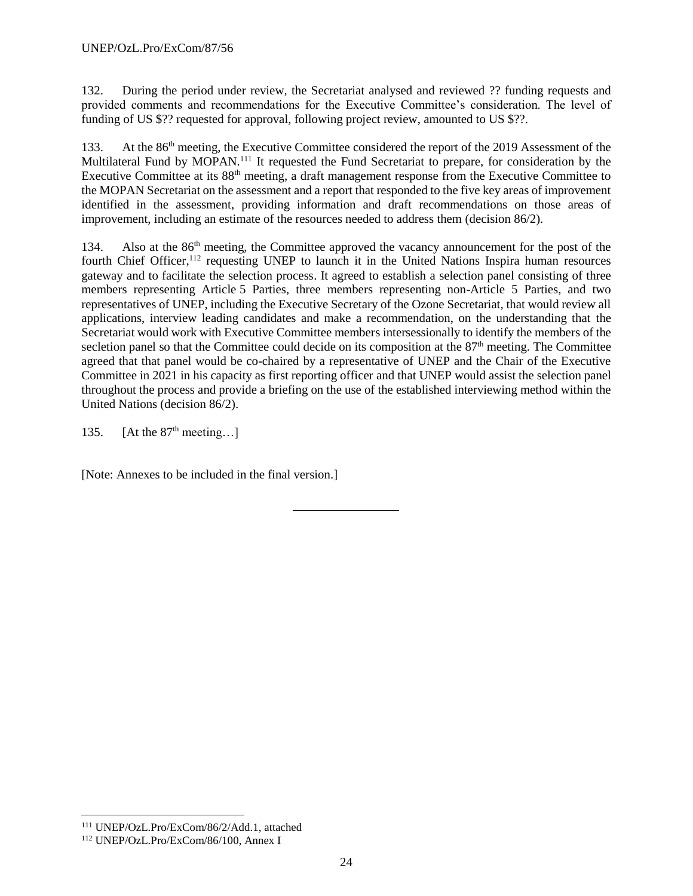132. During the period under review, the Secretariat analysed and reviewed ?? funding requests and provided comments and recommendations for the Executive Committee's consideration. The level of funding of US $?? requested for approval, following project review, amounted to US $??.

133. At the 86th meeting, the Executive Committee considered the report of the 2019 Assessment of the Multilateral Fund by MOPAN.[111] It requested the Fund Secretariat to prepare, for consideration by the Executive Committee at its 88th meeting, a draft management response from the Executive Committee to the MOPAN Secretariat on the assessment and a report that responded to the five key areas of improvement identified in the assessment, providing information and draft recommendations on those areas of improvement, including an estimate of the resources needed to address them (decision 86/2).

134. Also at the 86th meeting, the Committee approved the vacancy announcement for the post of the fourth Chief Officer,[112] requesting UNEP to launch it in the United Nations Inspira human resources gateway and to facilitate the selection process. It agreed to establish a selection panel consisting of three members representing Article 5 Parties, three members representing non-Article 5 Parties, and two representatives of UNEP, including the Executive Secretary of the Ozone Secretariat, that would review all applications, interview leading candidates and make a recommendation, on the understanding that the Secretariat would work with Executive Committee members intersessionally to identify the members of the secletion panel so that the Committee could decide on its composition at the 87th meeting. The Committee agreed that that panel would be co-chaired by a representative of UNEP and the Chair of the Executive Committee in 2021 in his capacity as first reporting officer and that UNEP would assist the selection panel throughout the process and provide a briefing on the use of the established interviewing method within the United Nations (decision 86/2).

135. [At the 87th meeting…]

[Note: Annexes to be included in the final version.]

---

[111] UNEP/OzL.Pro/ExCom/86/2/Add.1, attached

[112] UNEP/OzL.Pro/ExCom/86/100, Annex I